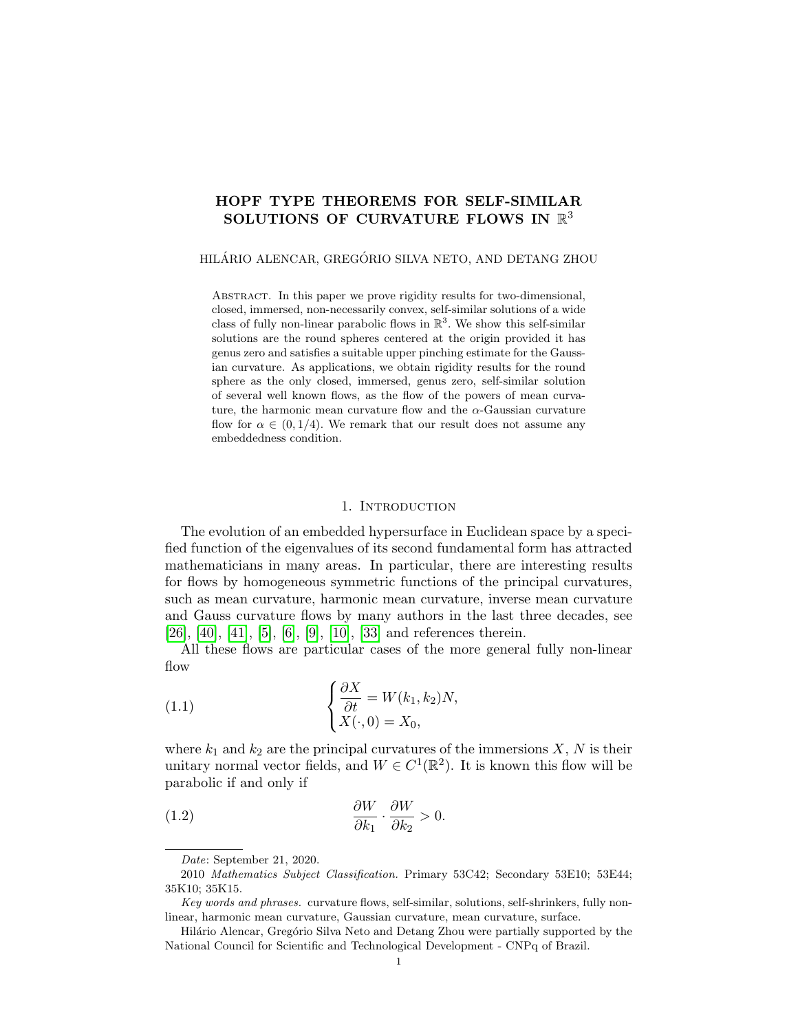# HOPF TYPE THEOREMS FOR SELF-SIMILAR SOLUTIONS OF CURVATURE FLOWS IN $\mathbb{R}^3$

HILÁRIO ALENCAR, GREGÓRIO SILVA NETO, AND DETANG ZHOU

Abstract. In this paper we prove rigidity results for two-dimensional, closed, immersed, non-necessarily convex, self-similar solutions of a wide class of fully non-linear parabolic flows in $\mathbb{R}^3$. We show this self-similar solutions are the round spheres centered at the origin provided it has genus zero and satisfies a suitable upper pinching estimate for the Gaussian curvature. As applications, we obtain rigidity results for the round sphere as the only closed, immersed, genus zero, self-similar solution of several well known flows, as the flow of the powers of mean curvature, the harmonic mean curvature flow and the $\alpha$-Gaussian curvature flow for $\alpha \in (0, 1/4)$. We remark that our result does not assume any embeddedness condition.

## 1. Introduction

The evolution of an embedded hypersurface in Euclidean space by a specified function of the eigenvalues of its second fundamental form has attracted mathematicians in many areas. In particular, there are interesting results for flows by homogeneous symmetric functions of the principal curvatures, such as mean curvature, harmonic mean curvature, inverse mean curvature and Gauss curvature flows by many authors in the last three decades, see [26], [40], [41], [5], [6], [9], [10], [33] and references therein.

All these flows are particular cases of the more general fully non-linear flow

$$\begin{cases} \dfrac{\partial X}{\partial t} = W(k_1, k_2)N, \\ X(\cdot, 0) = X_0, \end{cases} \tag{1.1}$$

where $k_1$ and $k_2$ are the principal curvatures of the immersions $X$, $N$ is their unitary normal vector fields, and $W \in C^1(\mathbb{R}^2)$. It is known this flow will be parabolic if and only if

$$\frac{\partial W}{\partial k_1} \cdot \frac{\partial W}{\partial k_2} > 0. \tag{1.2}$$

*Date*: September 21, 2020.

2010 *Mathematics Subject Classification.* Primary 53C42; Secondary 53E10; 53E44; 35K10; 35K15.

*Key words and phrases.* curvature flows, self-similar, solutions, self-shrinkers, fully non-linear, harmonic mean curvature, Gaussian curvature, mean curvature, surface.

Hilário Alencar, Gregório Silva Neto and Detang Zhou were partially supported by the National Council for Scientific and Technological Development - CNPq of Brazil.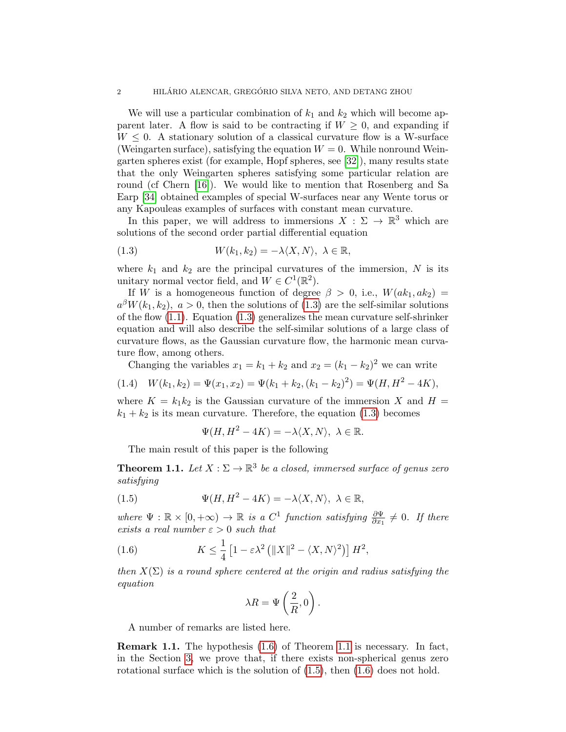We will use a particular combination of $k_1$ and $k_2$ which will become apparent later. A flow is said to be contracting if $W \geq 0$, and expanding if $W \leq 0$. A stationary solution of a classical curvature flow is a W-surface (Weingarten surface), satisfying the equation $W = 0$. While nonround Weingarten spheres exist (for example, Hopf spheres, see [32]), many results state that the only Weingarten spheres satisfying some particular relation are round (cf Chern [16]). We would like to mention that Rosenberg and Sa Earp [34] obtained examples of special W-surfaces near any Wente torus or any Kapouleas examples of surfaces with constant mean curvature.

In this paper, we will address to immersions $X : \Sigma \to \mathbb{R}^3$ which are solutions of the second order partial differential equation

$$W(k_1, k_2) = -\lambda\langle X, N\rangle, \ \lambda \in \mathbb{R}, \tag{1.3}$$

where $k_1$ and $k_2$ are the principal curvatures of the immersion, $N$ is its unitary normal vector field, and $W \in C^1(\mathbb{R}^2)$.

If $W$ is a homogeneous function of degree $\beta > 0$, i.e., $W(ak_1, ak_2) = a^\beta W(k_1, k_2)$, $a > 0$, then the solutions of (1.3) are the self-similar solutions of the flow (1.1). Equation (1.3) generalizes the mean curvature self-shrinker equation and will also describe the self-similar solutions of a large class of curvature flows, as the Gaussian curvature flow, the harmonic mean curvature flow, among others.

Changing the variables $x_1 = k_1 + k_2$ and $x_2 = (k_1 - k_2)^2$ we can write

$$W(k_1, k_2) = \Psi(x_1, x_2) = \Psi(k_1 + k_2, (k_1 - k_2)^2) = \Psi(H, H^2 - 4K), \tag{1.4}$$

where $K = k_1k_2$ is the Gaussian curvature of the immersion $X$ and $H = k_1 + k_2$ is its mean curvature. Therefore, the equation (1.3) becomes

$$\Psi(H, H^2 - 4K) = -\lambda\langle X, N\rangle, \ \lambda \in \mathbb{R}.$$

The main result of this paper is the following

**Theorem 1.1.** *Let $X : \Sigma \to \mathbb{R}^3$ be a closed, immersed surface of genus zero satisfying*

$$\Psi(H, H^2 - 4K) = -\lambda\langle X, N\rangle, \ \lambda \in \mathbb{R}, \tag{1.5}$$

*where $\Psi : \mathbb{R} \times [0, +\infty) \to \mathbb{R}$ is a $C^1$ function satisfying $\frac{\partial \Psi}{\partial x_1} \neq 0$. If there exists a real number $\varepsilon > 0$ such that*

$$K \leq \frac{1}{4}\left[1 - \varepsilon\lambda^2\left(\|X\|^2 - \langle X, N\rangle^2\right)\right] H^2, \tag{1.6}$$

*then $X(\Sigma)$ is a round sphere centered at the origin and radius satisfying the equation*

$$\lambda R = \Psi\left(\frac{2}{R}, 0\right).$$

A number of remarks are listed here.

**Remark 1.1.** The hypothesis (1.6) of Theorem 1.1 is necessary. In fact, in the Section 3, we prove that, if there exists non-spherical genus zero rotational surface which is the solution of (1.5), then (1.6) does not hold.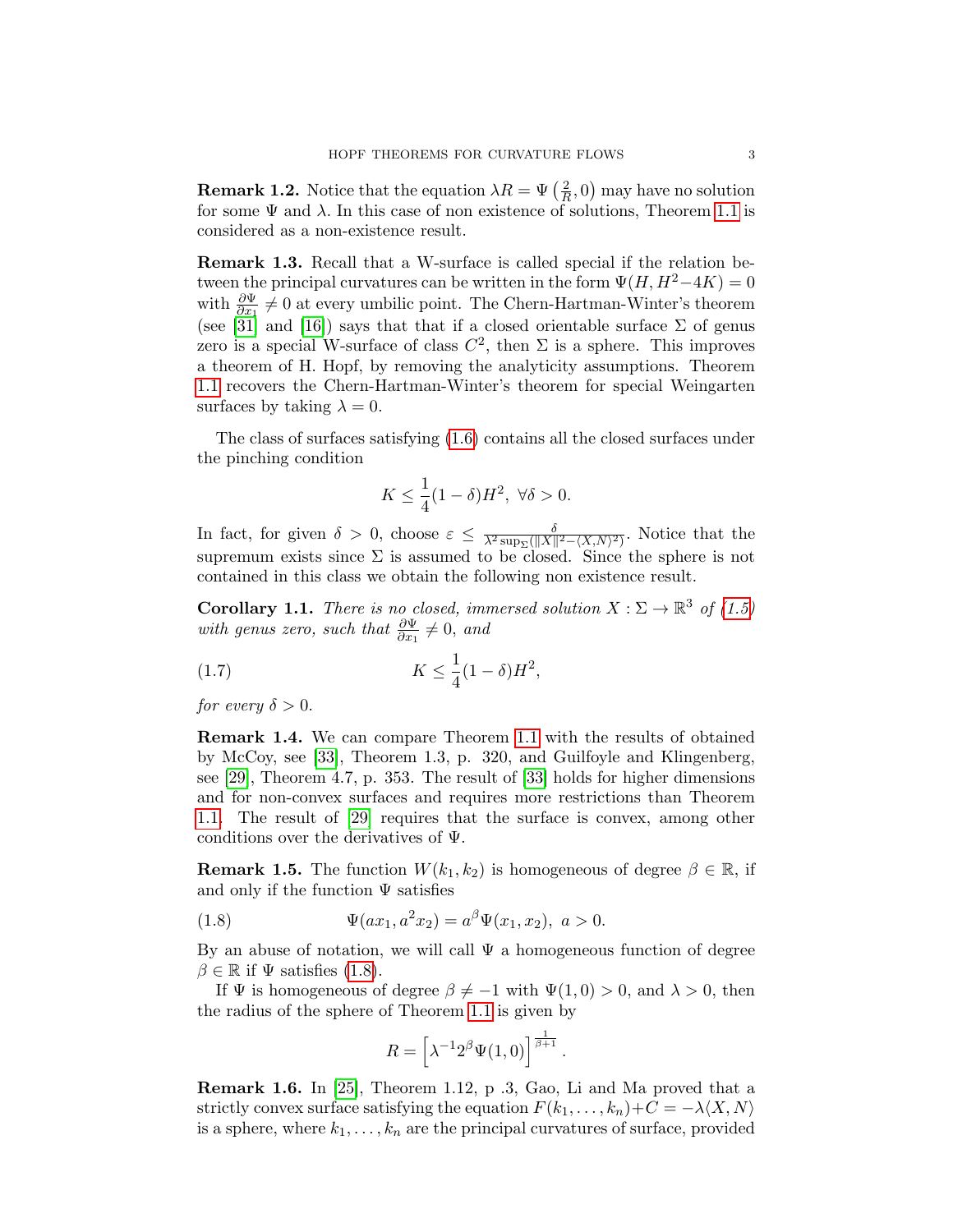**Remark 1.2.** Notice that the equation $\lambda R = \Psi\left(\frac{2}{R}, 0\right)$ may have no solution for some $\Psi$ and $\lambda$. In this case of non existence of solutions, Theorem 1.1 is considered as a non-existence result.

**Remark 1.3.** Recall that a W-surface is called special if the relation between the principal curvatures can be written in the form $\Psi(H, H^2 - 4K) = 0$ with $\frac{\partial \Psi}{\partial x_1} \neq 0$ at every umbilic point. The Chern-Hartman-Winter's theorem (see [31] and [16]) says that that if a closed orientable surface $\Sigma$ of genus zero is a special W-surface of class $C^2$, then $\Sigma$ is a sphere. This improves a theorem of H. Hopf, by removing the analyticity assumptions. Theorem 1.1 recovers the Chern-Hartman-Winter's theorem for special Weingarten surfaces by taking $\lambda = 0$.

The class of surfaces satisfying (1.6) contains all the closed surfaces under the pinching condition

$$K \leq \frac{1}{4}(1-\delta)H^2, \ \forall \delta > 0.$$

In fact, for given $\delta > 0$, choose $\varepsilon \leq \frac{\delta}{\lambda^2 \sup_\Sigma(\|X\|^2 - \langle X, N\rangle^2)}$. Notice that the supremum exists since $\Sigma$ is assumed to be closed. Since the sphere is not contained in this class we obtain the following non existence result.

**Corollary 1.1.** *There is no closed, immersed solution $X : \Sigma \to \mathbb{R}^3$ of (1.5) with genus zero, such that $\frac{\partial \Psi}{\partial x_1} \neq 0$, and*

$$K \leq \frac{1}{4}(1-\delta)H^2, \tag{1.7}$$

*for every $\delta > 0$.*

**Remark 1.4.** We can compare Theorem 1.1 with the results of obtained by McCoy, see [33], Theorem 1.3, p. 320, and Guilfoyle and Klingenberg, see [29], Theorem 4.7, p. 353. The result of [33] holds for higher dimensions and for non-convex surfaces and requires more restrictions than Theorem 1.1. The result of [29] requires that the surface is convex, among other conditions over the derivatives of $\Psi$.

**Remark 1.5.** The function $W(k_1, k_2)$ is homogeneous of degree $\beta \in \mathbb{R}$, if and only if the function $\Psi$ satisfies

$$\Psi(ax_1, a^2 x_2) = a^\beta \Psi(x_1, x_2), \ a > 0. \tag{1.8}$$

By an abuse of notation, we will call $\Psi$ a homogeneous function of degree $\beta \in \mathbb{R}$ if $\Psi$ satisfies (1.8).

If $\Psi$ is homogeneous of degree $\beta \neq -1$ with $\Psi(1,0) > 0$, and $\lambda > 0$, then the radius of the sphere of Theorem 1.1 is given by

$$R = \left[\lambda^{-1} 2^\beta \Psi(1,0)\right]^{\frac{1}{\beta+1}}.$$

**Remark 1.6.** In [25], Theorem 1.12, p .3, Gao, Li and Ma proved that a strictly convex surface satisfying the equation $F(k_1, \ldots, k_n) + C = -\lambda \langle X, N\rangle$ is a sphere, where $k_1, \ldots, k_n$ are the principal curvatures of surface, provided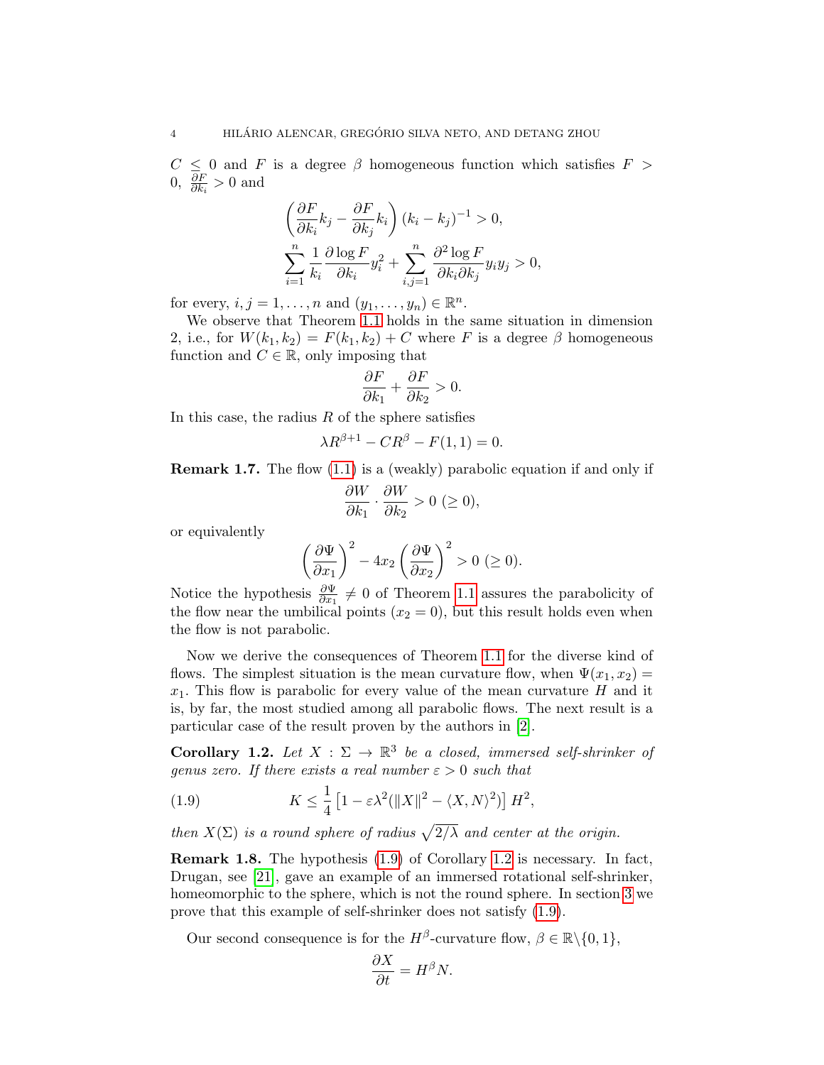$C \leq 0$ and $F$ is a degree $\beta$ homogeneous function which satisfies $F > 0$, $\frac{\partial F}{\partial k_i} > 0$ and

$$\left(\frac{\partial F}{\partial k_i}k_j - \frac{\partial F}{\partial k_j}k_i\right)(k_i - k_j)^{-1} > 0,$$

$$\sum_{i=1}^{n} \frac{1}{k_i}\frac{\partial \log F}{\partial k_i}y_i^2 + \sum_{i,j=1}^{n} \frac{\partial^2 \log F}{\partial k_i \partial k_j}y_i y_j > 0,$$

for every, $i, j = 1, \ldots, n$ and $(y_1, \ldots, y_n) \in \mathbb{R}^n$.

We observe that Theorem 1.1 holds in the same situation in dimension 2, i.e., for $W(k_1, k_2) = F(k_1, k_2) + C$ where $F$ is a degree $\beta$ homogeneous function and $C \in \mathbb{R}$, only imposing that

$$\frac{\partial F}{\partial k_1} + \frac{\partial F}{\partial k_2} > 0.$$

In this case, the radius $R$ of the sphere satisfies

$$\lambda R^{\beta+1} - CR^{\beta} - F(1,1) = 0.$$

**Remark 1.7.** The flow (1.1) is a (weakly) parabolic equation if and only if

$$\frac{\partial W}{\partial k_1} \cdot \frac{\partial W}{\partial k_2} > 0 \ (\geq 0),$$

or equivalently

$$\left(\frac{\partial \Psi}{\partial x_1}\right)^2 - 4x_2\left(\frac{\partial \Psi}{\partial x_2}\right)^2 > 0 \ (\geq 0).$$

Notice the hypothesis $\frac{\partial \Psi}{\partial x_1} \neq 0$ of Theorem 1.1 assures the parabolicity of the flow near the umbilical points ($x_2 = 0$), but this result holds even when the flow is not parabolic.

Now we derive the consequences of Theorem 1.1 for the diverse kind of flows. The simplest situation is the mean curvature flow, when $\Psi(x_1, x_2) = x_1$. This flow is parabolic for every value of the mean curvature $H$ and it is, by far, the most studied among all parabolic flows. The next result is a particular case of the result proven by the authors in [2].

**Corollary 1.2.** *Let $X : \Sigma \to \mathbb{R}^3$ be a closed, immersed self-shrinker of genus zero. If there exists a real number $\varepsilon > 0$ such that*

$$K \leq \frac{1}{4}\left[1 - \varepsilon\lambda^2(\|X\|^2 - \langle X, N\rangle^2)\right]H^2, \tag{1.9}$$

*then $X(\Sigma)$ is a round sphere of radius $\sqrt{2/\lambda}$ and center at the origin.*

**Remark 1.8.** The hypothesis (1.9) of Corollary 1.2 is necessary. In fact, Drugan, see [21], gave an example of an immersed rotational self-shrinker, homeomorphic to the sphere, which is not the round sphere. In section 3 we prove that this example of self-shrinker does not satisfy (1.9).

Our second consequence is for the $H^\beta$-curvature flow, $\beta \in \mathbb{R}\backslash\{0, 1\}$,

$$\frac{\partial X}{\partial t} = H^\beta N.$$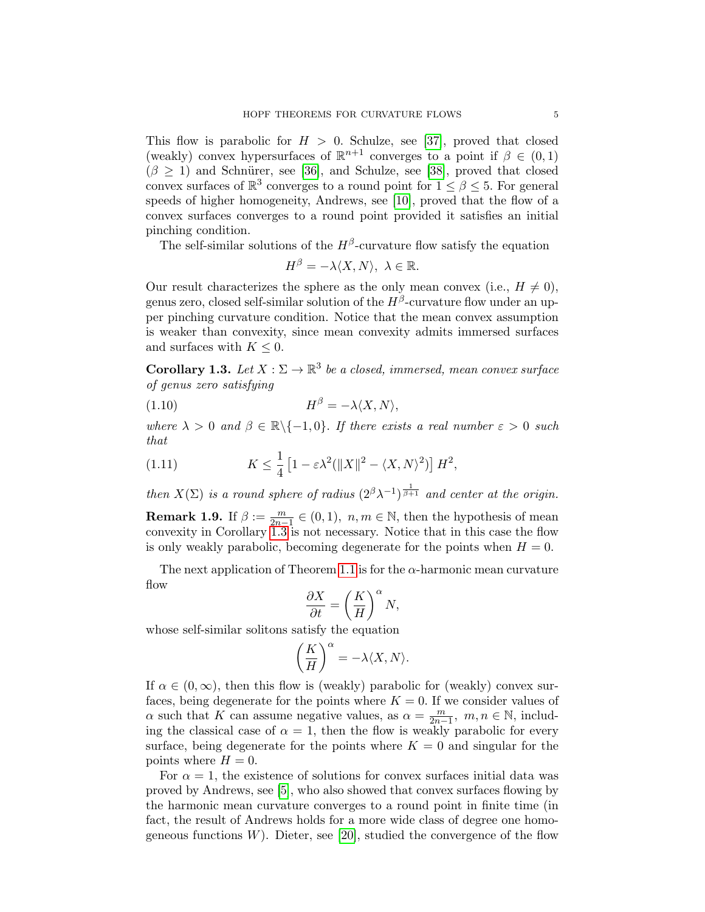This flow is parabolic for $H > 0$. Schulze, see [37], proved that closed (weakly) convex hypersurfaces of $\mathbb{R}^{n+1}$ converges to a point if $\beta \in (0,1)$ ($\beta \geq 1$) and Schnürer, see [36], and Schulze, see [38], proved that closed convex surfaces of $\mathbb{R}^3$ converges to a round point for $1 \leq \beta \leq 5$. For general speeds of higher homogeneity, Andrews, see [10], proved that the flow of a convex surfaces converges to a round point provided it satisfies an initial pinching condition.

The self-similar solutions of the $H^\beta$-curvature flow satisfy the equation

$$H^\beta = -\lambda\langle X, N\rangle,\ \ \lambda \in \mathbb{R}.$$

Our result characterizes the sphere as the only mean convex (i.e., $H \neq 0$), genus zero, closed self-similar solution of the $H^\beta$-curvature flow under an upper pinching curvature condition. Notice that the mean convex assumption is weaker than convexity, since mean convexity admits immersed surfaces and surfaces with $K \leq 0$.

**Corollary 1.3.** *Let $X : \Sigma \to \mathbb{R}^3$ be a closed, immersed, mean convex surface of genus zero satisfying*

$$H^\beta = -\lambda\langle X, N\rangle, \tag{1.10}$$

*where $\lambda > 0$ and $\beta \in \mathbb{R}\backslash\{-1, 0\}$. If there exists a real number $\varepsilon > 0$ such that*

$$K \leq \frac{1}{4}\left[1 - \varepsilon\lambda^2(\|X\|^2 - \langle X, N\rangle^2)\right] H^2, \tag{1.11}$$

*then $X(\Sigma)$ is a round sphere of radius $(2^\beta\lambda^{-1})^{\frac{1}{\beta+1}}$ and center at the origin.*

**Remark 1.9.** If $\beta := \frac{m}{2n-1} \in (0,1),\ n, m \in \mathbb{N}$, then the hypothesis of mean convexity in Corollary 1.3 is not necessary. Notice that in this case the flow is only weakly parabolic, becoming degenerate for the points when $H = 0$.

The next application of Theorem 1.1 is for the $\alpha$-harmonic mean curvature flow

$$\frac{\partial X}{\partial t} = \left(\frac{K}{H}\right)^\alpha N,$$

whose self-similar solitons satisfy the equation

$$\left(\frac{K}{H}\right)^\alpha = -\lambda\langle X, N\rangle.$$

If $\alpha \in (0, \infty)$, then this flow is (weakly) parabolic for (weakly) convex surfaces, being degenerate for the points where $K = 0$. If we consider values of $\alpha$ such that $K$ can assume negative values, as $\alpha = \frac{m}{2n-1},\ m, n \in \mathbb{N}$, including the classical case of $\alpha = 1$, then the flow is weakly parabolic for every surface, being degenerate for the points where $K = 0$ and singular for the points where $H = 0$.

For $\alpha = 1$, the existence of solutions for convex surfaces initial data was proved by Andrews, see [5], who also showed that convex surfaces flowing by the harmonic mean curvature converges to a round point in finite time (in fact, the result of Andrews holds for a more wide class of degree one homogeneous functions $W$). Dieter, see [20], studied the convergence of the flow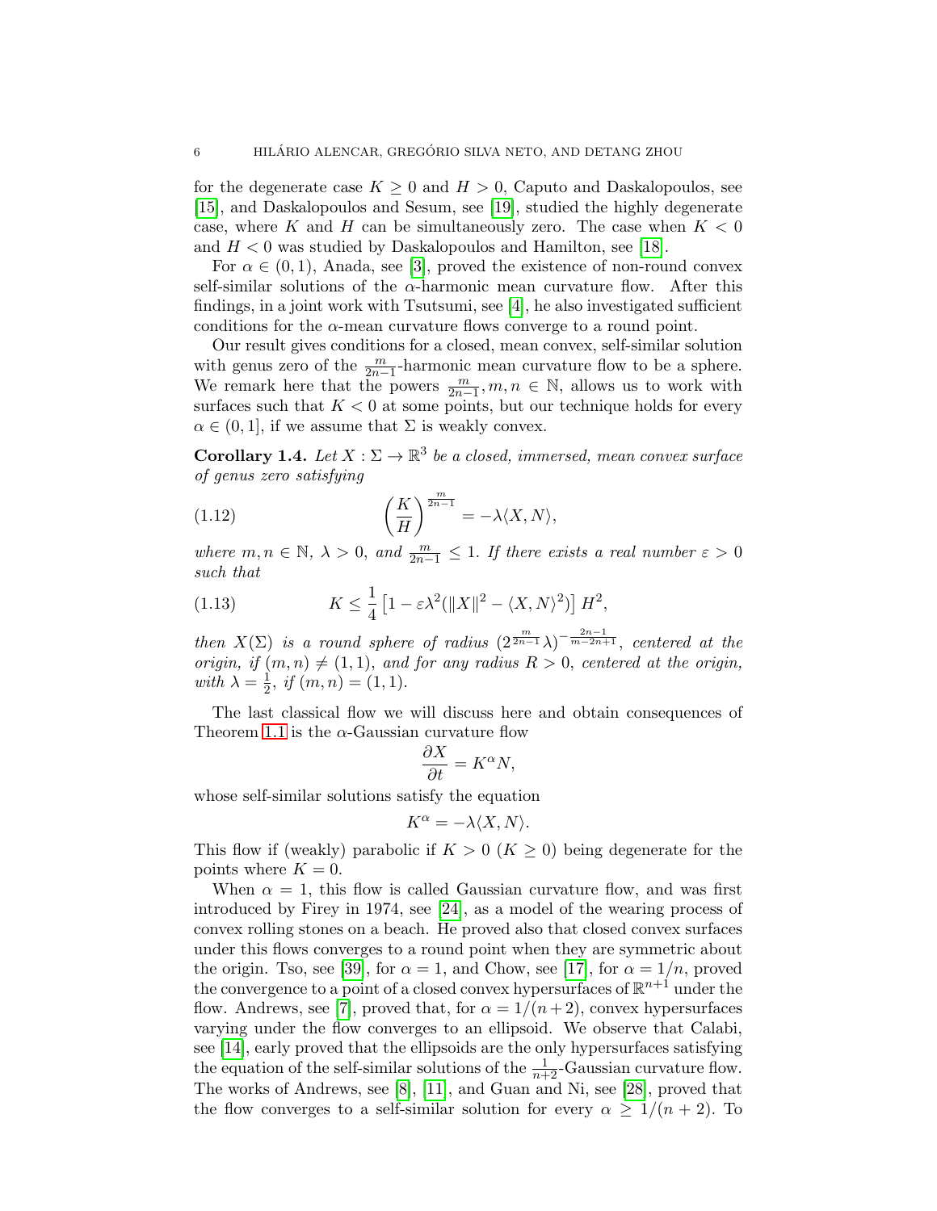for the degenerate case $K \geq 0$ and $H > 0$, Caputo and Daskalopoulos, see [15], and Daskalopoulos and Sesum, see [19], studied the highly degenerate case, where $K$ and $H$ can be simultaneously zero. The case when $K < 0$ and $H < 0$ was studied by Daskalopoulos and Hamilton, see [18].

For $\alpha \in (0,1)$, Anada, see [3], proved the existence of non-round convex self-similar solutions of the $\alpha$-harmonic mean curvature flow. After this findings, in a joint work with Tsutsumi, see [4], he also investigated sufficient conditions for the $\alpha$-mean curvature flows converge to a round point.

Our result gives conditions for a closed, mean convex, self-similar solution with genus zero of the $\frac{m}{2n-1}$-harmonic mean curvature flow to be a sphere. We remark here that the powers $\frac{m}{2n-1}, m, n \in \mathbb{N}$, allows us to work with surfaces such that $K < 0$ at some points, but our technique holds for every $\alpha \in (0,1]$, if we assume that $\Sigma$ is weakly convex.

**Corollary 1.4.** *Let $X : \Sigma \to \mathbb{R}^3$ be a closed, immersed, mean convex surface of genus zero satisfying*

$$\left(\frac{K}{H}\right)^{\frac{m}{2n-1}} = -\lambda \langle X, N\rangle, \tag{1.12}$$

*where $m, n \in \mathbb{N}$, $\lambda > 0$, and $\frac{m}{2n-1} \leq 1$. If there exists a real number $\varepsilon > 0$ such that*

$$K \leq \frac{1}{4}\left[1 - \varepsilon\lambda^2(\|X\|^2 - \langle X, N\rangle^2)\right] H^2, \tag{1.13}$$

*then $X(\Sigma)$ is a round sphere of radius $(2^{\frac{m}{2n-1}}\lambda)^{-\frac{2n-1}{m-2n+1}}$, centered at the origin, if $(m,n) \neq (1,1)$, and for any radius $R > 0$, centered at the origin, with $\lambda = \frac{1}{2}$, if $(m,n) = (1,1)$.*

The last classical flow we will discuss here and obtain consequences of Theorem 1.1 is the $\alpha$-Gaussian curvature flow

$$\frac{\partial X}{\partial t} = K^\alpha N,$$

whose self-similar solutions satisfy the equation

$$K^\alpha = -\lambda \langle X, N\rangle.$$

This flow if (weakly) parabolic if $K > 0$ ($K \geq 0$) being degenerate for the points where $K = 0$.

When $\alpha = 1$, this flow is called Gaussian curvature flow, and was first introduced by Firey in 1974, see [24], as a model of the wearing process of convex rolling stones on a beach. He proved also that closed convex surfaces under this flows converges to a round point when they are symmetric about the origin. Tso, see [39], for $\alpha = 1$, and Chow, see [17], for $\alpha = 1/n$, proved the convergence to a point of a closed convex hypersurfaces of $\mathbb{R}^{n+1}$ under the flow. Andrews, see [7], proved that, for $\alpha = 1/(n+2)$, convex hypersurfaces varying under the flow converges to an ellipsoid. We observe that Calabi, see [14], early proved that the ellipsoids are the only hypersurfaces satisfying the equation of the self-similar solutions of the $\frac{1}{n+2}$-Gaussian curvature flow. The works of Andrews, see [8], [11], and Guan and Ni, see [28], proved that the flow converges to a self-similar solution for every $\alpha \geq 1/(n+2)$. To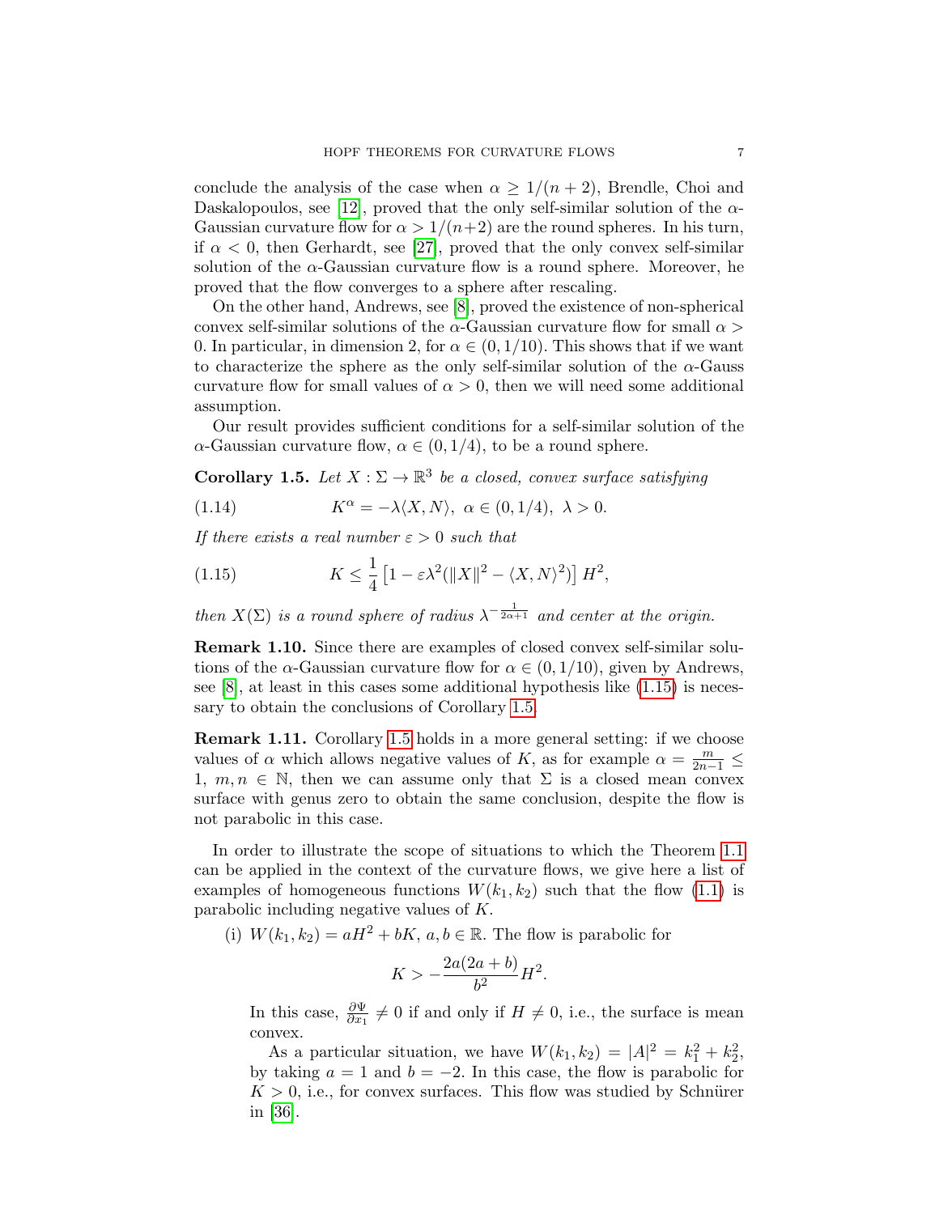conclude the analysis of the case when $\alpha \geq 1/(n+2)$, Brendle, Choi and Daskalopoulos, see [12], proved that the only self-similar solution of the $\alpha$-Gaussian curvature flow for $\alpha > 1/(n+2)$ are the round spheres. In his turn, if $\alpha < 0$, then Gerhardt, see [27], proved that the only convex self-similar solution of the $\alpha$-Gaussian curvature flow is a round sphere. Moreover, he proved that the flow converges to a sphere after rescaling.

On the other hand, Andrews, see [8], proved the existence of non-spherical convex self-similar solutions of the $\alpha$-Gaussian curvature flow for small $\alpha > 0$. In particular, in dimension 2, for $\alpha \in (0, 1/10)$. This shows that if we want to characterize the sphere as the only self-similar solution of the $\alpha$-Gauss curvature flow for small values of $\alpha > 0$, then we will need some additional assumption.

Our result provides sufficient conditions for a self-similar solution of the $\alpha$-Gaussian curvature flow, $\alpha \in (0, 1/4)$, to be a round sphere.

**Corollary 1.5.** *Let $X : \Sigma \to \mathbb{R}^3$ be a closed, convex surface satisfying*

$$K^\alpha = -\lambda\langle X, N\rangle, \ \alpha \in (0, 1/4), \ \lambda > 0. \tag{1.14}$$

*If there exists a real number $\varepsilon > 0$ such that*

$$K \leq \frac{1}{4}\left[1 - \varepsilon\lambda^2(\|X\|^2 - \langle X, N\rangle^2)\right] H^2, \tag{1.15}$$

*then $X(\Sigma)$ is a round sphere of radius $\lambda^{-\frac{1}{2\alpha+1}}$ and center at the origin.*

**Remark 1.10.** Since there are examples of closed convex self-similar solutions of the $\alpha$-Gaussian curvature flow for $\alpha \in (0, 1/10)$, given by Andrews, see [8], at least in this cases some additional hypothesis like (1.15) is necessary to obtain the conclusions of Corollary 1.5.

**Remark 1.11.** Corollary 1.5 holds in a more general setting: if we choose values of $\alpha$ which allows negative values of $K$, as for example $\alpha = \frac{m}{2n-1} \leq 1$, $m, n \in \mathbb{N}$, then we can assume only that $\Sigma$ is a closed mean convex surface with genus zero to obtain the same conclusion, despite the flow is not parabolic in this case.

In order to illustrate the scope of situations to which the Theorem 1.1 can be applied in the context of the curvature flows, we give here a list of examples of homogeneous functions $W(k_1, k_2)$ such that the flow (1.1) is parabolic including negative values of $K$.

(i) $W(k_1, k_2) = aH^2 + bK$, $a, b \in \mathbb{R}$. The flow is parabolic for

$$K > -\frac{2a(2a+b)}{b^2}H^2.$$

In this case, $\frac{\partial \Psi}{\partial x_1} \neq 0$ if and only if $H \neq 0$, i.e., the surface is mean convex.

As a particular situation, we have $W(k_1, k_2) = |A|^2 = k_1^2 + k_2^2$, by taking $a = 1$ and $b = -2$. In this case, the flow is parabolic for $K > 0$, i.e., for convex surfaces. This flow was studied by Schnürer in [36].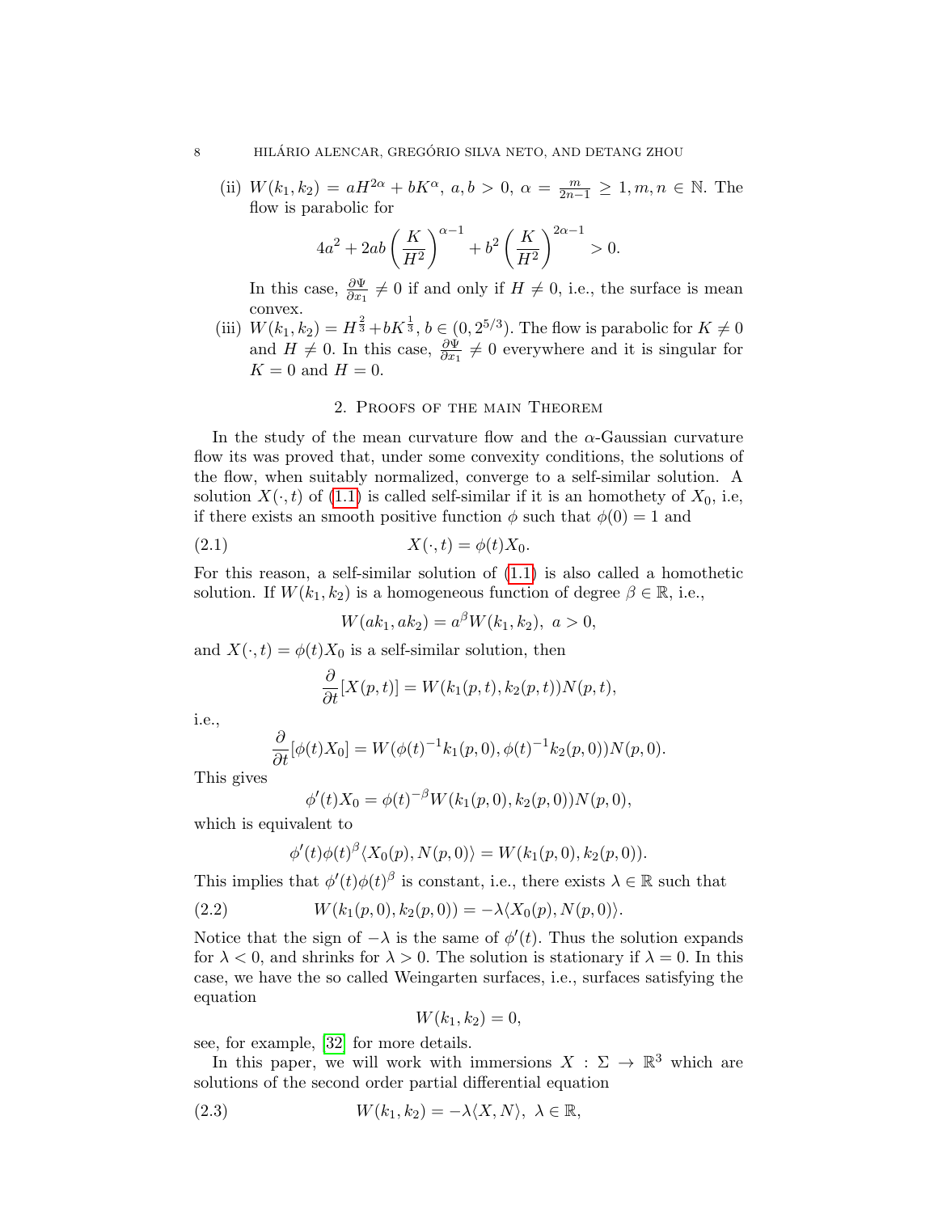(ii) $W(k_1, k_2) = aH^{2\alpha} + bK^{\alpha}$, $a, b > 0$, $\alpha = \frac{m}{2n-1} \geq 1, m, n \in \mathbb{N}$. The flow is parabolic for

$$4a^2 + 2ab\left(\frac{K}{H^2}\right)^{\alpha-1} + b^2\left(\frac{K}{H^2}\right)^{2\alpha-1} > 0.$$

In this case, $\frac{\partial \Psi}{\partial x_1} \neq 0$ if and only if $H \neq 0$, i.e., the surface is mean convex.

(iii) $W(k_1, k_2) = H^{\frac{2}{3}} + bK^{\frac{1}{3}}$, $b \in (0, 2^{5/3})$. The flow is parabolic for $K \neq 0$ and $H \neq 0$. In this case, $\frac{\partial \Psi}{\partial x_1} \neq 0$ everywhere and it is singular for $K = 0$ and $H = 0$.

## 2. Proofs of the main Theorem

In the study of the mean curvature flow and the $\alpha$-Gaussian curvature flow its was proved that, under some convexity conditions, the solutions of the flow, when suitably normalized, converge to a self-similar solution. A solution $X(\cdot, t)$ of (1.1) is called self-similar if it is an homothety of $X_0$, i.e, if there exists an smooth positive function $\phi$ such that $\phi(0) = 1$ and

$$X(\cdot, t) = \phi(t)X_0. \tag{2.1}$$

For this reason, a self-similar solution of (1.1) is also called a homothetic solution. If $W(k_1, k_2)$ is a homogeneous function of degree $\beta \in \mathbb{R}$, i.e.,

$$W(ak_1, ak_2) = a^{\beta}W(k_1, k_2),\ a > 0,$$

and $X(\cdot, t) = \phi(t)X_0$ is a self-similar solution, then

$$\frac{\partial}{\partial t}[X(p,t)] = W(k_1(p,t), k_2(p,t))N(p,t),$$

i.e.,

$$\frac{\partial}{\partial t}[\phi(t)X_0] = W(\phi(t)^{-1}k_1(p,0), \phi(t)^{-1}k_2(p,0))N(p,0).$$

This gives

$$\phi'(t)X_0 = \phi(t)^{-\beta}W(k_1(p,0), k_2(p,0))N(p,0),$$

which is equivalent to

$$\phi'(t)\phi(t)^{\beta}\langle X_0(p), N(p,0)\rangle = W(k_1(p,0), k_2(p,0)).$$

This implies that $\phi'(t)\phi(t)^{\beta}$ is constant, i.e., there exists $\lambda \in \mathbb{R}$ such that

$$W(k_1(p,0), k_2(p,0)) = -\lambda\langle X_0(p), N(p,0)\rangle. \tag{2.2}$$

Notice that the sign of $-\lambda$ is the same of $\phi'(t)$. Thus the solution expands for $\lambda < 0$, and shrinks for $\lambda > 0$. The solution is stationary if $\lambda = 0$. In this case, we have the so called Weingarten surfaces, i.e., surfaces satisfying the equation

$$W(k_1, k_2) = 0,$$

see, for example, [32] for more details.

In this paper, we will work with immersions $X : \Sigma \to \mathbb{R}^3$ which are solutions of the second order partial differential equation

$$W(k_1, k_2) = -\lambda\langle X, N\rangle,\ \lambda \in \mathbb{R}, \tag{2.3}$$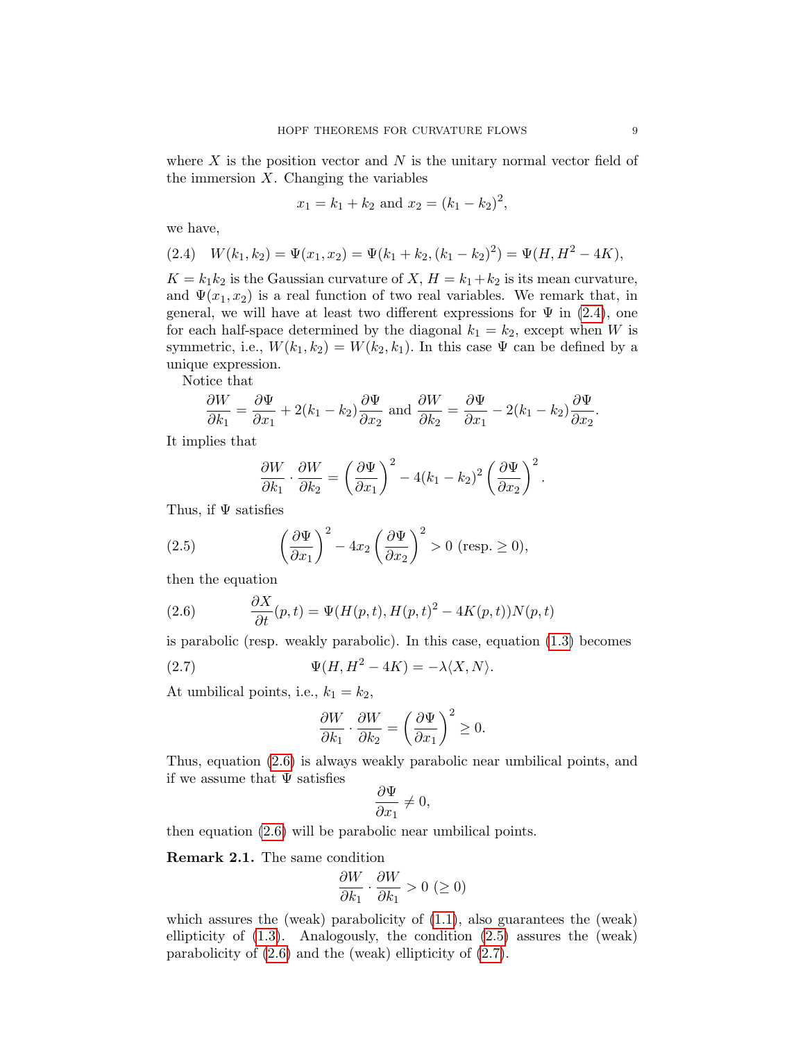where $X$ is the position vector and $N$ is the unitary normal vector field of the immersion $X$. Changing the variables

$$x_1 = k_1 + k_2 \text{ and } x_2 = (k_1 - k_2)^2,$$

we have,

$$W(k_1, k_2) = \Psi(x_1, x_2) = \Psi(k_1 + k_2, (k_1 - k_2)^2) = \Psi(H, H^2 - 4K), \tag{2.4}$$

$K = k_1 k_2$ is the Gaussian curvature of $X$, $H = k_1 + k_2$ is its mean curvature, and $\Psi(x_1, x_2)$ is a real function of two real variables. We remark that, in general, we will have at least two different expressions for $\Psi$ in (2.4), one for each half-space determined by the diagonal $k_1 = k_2$, except when $W$ is symmetric, i.e., $W(k_1, k_2) = W(k_2, k_1)$. In this case $\Psi$ can be defined by a unique expression.

Notice that

$$\frac{\partial W}{\partial k_1} = \frac{\partial \Psi}{\partial x_1} + 2(k_1 - k_2)\frac{\partial \Psi}{\partial x_2} \text{ and } \frac{\partial W}{\partial k_2} = \frac{\partial \Psi}{\partial x_1} - 2(k_1 - k_2)\frac{\partial \Psi}{\partial x_2}.$$

It implies that

$$\frac{\partial W}{\partial k_1} \cdot \frac{\partial W}{\partial k_2} = \left(\frac{\partial \Psi}{\partial x_1}\right)^2 - 4(k_1 - k_2)^2 \left(\frac{\partial \Psi}{\partial x_2}\right)^2.$$

Thus, if $\Psi$ satisfies

$$\left(\frac{\partial \Psi}{\partial x_1}\right)^2 - 4x_2 \left(\frac{\partial \Psi}{\partial x_2}\right)^2 > 0 \text{ (resp. } \geq 0), \tag{2.5}$$

then the equation

$$\frac{\partial X}{\partial t}(p, t) = \Psi(H(p, t), H(p, t)^2 - 4K(p, t))N(p, t) \tag{2.6}$$

is parabolic (resp. weakly parabolic). In this case, equation (1.3) becomes

$$\Psi(H, H^2 - 4K) = -\lambda \langle X, N \rangle. \tag{2.7}$$

At umbilical points, i.e., $k_1 = k_2$,

$$\frac{\partial W}{\partial k_1} \cdot \frac{\partial W}{\partial k_2} = \left(\frac{\partial \Psi}{\partial x_1}\right)^2 \geq 0.$$

Thus, equation (2.6) is always weakly parabolic near umbilical points, and if we assume that $\Psi$ satisfies

$$\frac{\partial \Psi}{\partial x_1} \neq 0,$$

then equation (2.6) will be parabolic near umbilical points.

**Remark 2.1.** The same condition

$$\frac{\partial W}{\partial k_1} \cdot \frac{\partial W}{\partial k_1} > 0 \ (\geq 0)$$

which assures the (weak) parabolicity of (1.1), also guarantees the (weak) ellipticity of (1.3). Analogously, the condition (2.5) assures the (weak) parabolicity of (2.6) and the (weak) ellipticity of (2.7).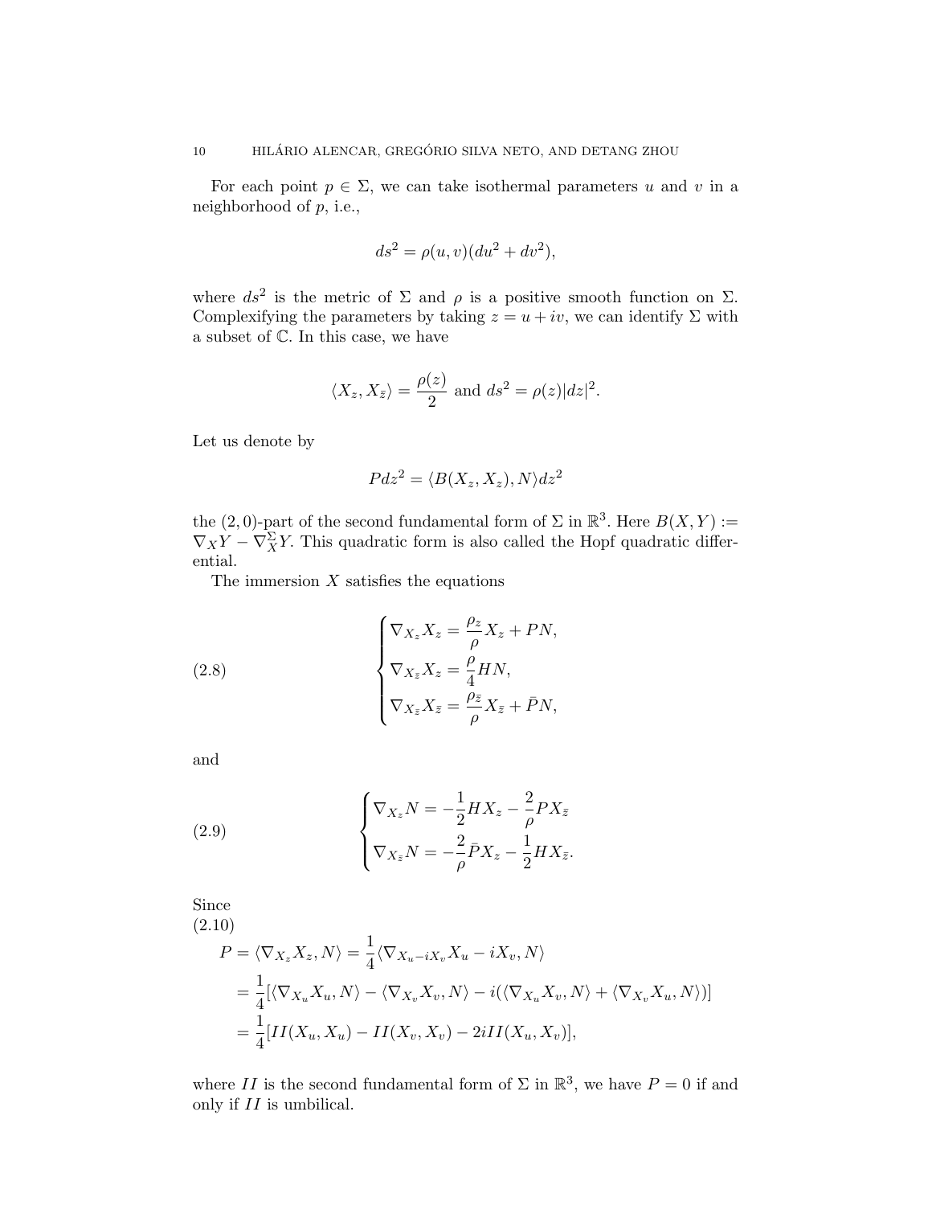For each point $p \in \Sigma$, we can take isothermal parameters $u$ and $v$ in a neighborhood of $p$, i.e.,

$$ds^2 = \rho(u,v)(du^2 + dv^2),$$

where $ds^2$ is the metric of $\Sigma$ and $\rho$ is a positive smooth function on $\Sigma$. Complexifying the parameters by taking $z = u + iv$, we can identify $\Sigma$ with a subset of $\mathbb{C}$. In this case, we have

$$\langle X_z, X_{\bar{z}} \rangle = \frac{\rho(z)}{2} \text{ and } ds^2 = \rho(z)|dz|^2.$$

Let us denote by

$$P dz^2 = \langle B(X_z, X_z), N \rangle dz^2$$

the $(2,0)$-part of the second fundamental form of $\Sigma$ in $\mathbb{R}^3$. Here $B(X,Y) := \nabla_X Y - \nabla_X^\Sigma Y$. This quadratic form is also called the Hopf quadratic differential.

The immersion $X$ satisfies the equations

$$\begin{cases} \nabla_{X_z} X_z = \dfrac{\rho_z}{\rho} X_z + PN, \\ \nabla_{X_{\bar{z}}} X_z = \dfrac{\rho}{4} HN, \\ \nabla_{X_{\bar{z}}} X_{\bar{z}} = \dfrac{\rho_{\bar{z}}}{\rho} X_{\bar{z}} + \bar{P} N, \end{cases} \tag{2.8}$$

and

$$\begin{cases} \nabla_{X_z} N = -\dfrac{1}{2} H X_z - \dfrac{2}{\rho} P X_{\bar{z}} \\ \nabla_{X_{\bar{z}}} N = -\dfrac{2}{\rho} \bar{P} X_z - \dfrac{1}{2} H X_{\bar{z}}. \end{cases} \tag{2.9}$$

Since

$$\begin{aligned} P = \langle \nabla_{X_z} X_z, N \rangle &= \frac{1}{4} \langle \nabla_{X_u - iX_v} X_u - iX_v, N \rangle \\ &= \frac{1}{4} [\langle \nabla_{X_u} X_u, N \rangle - \langle \nabla_{X_v} X_v, N \rangle - i(\langle \nabla_{X_u} X_v, N \rangle + \langle \nabla_{X_v} X_u, N \rangle)] \\ &= \frac{1}{4} [II(X_u, X_u) - II(X_v, X_v) - 2i II(X_u, X_v)], \end{aligned} \tag{2.10}$$

where $II$ is the second fundamental form of $\Sigma$ in $\mathbb{R}^3$, we have $P = 0$ if and only if $II$ is umbilical.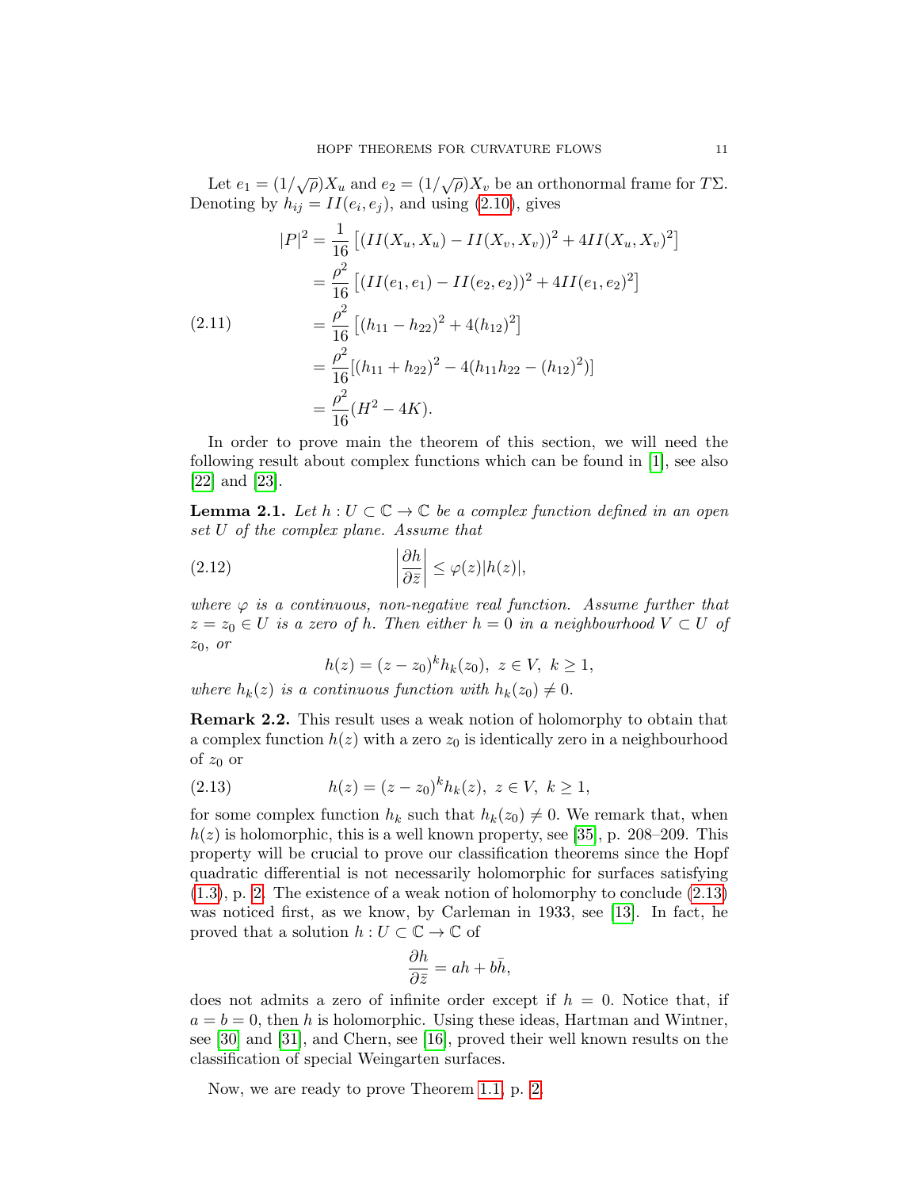Let $e_1 = (1/\sqrt{\rho})X_u$ and $e_2 = (1/\sqrt{\rho})X_v$ be an orthonormal frame for $T\Sigma$. Denoting by $h_{ij} = II(e_i, e_j)$, and using (2.10), gives

$$
\begin{aligned}
|P|^2 &= \frac{1}{16}\left[(II(X_u, X_u) - II(X_v, X_v))^2 + 4II(X_u, X_v)^2\right] \\
&= \frac{\rho^2}{16}\left[(II(e_1, e_1) - II(e_2, e_2))^2 + 4II(e_1, e_2)^2\right] \\
&= \frac{\rho^2}{16}\left[(h_{11} - h_{22})^2 + 4(h_{12})^2\right] \\
&= \frac{\rho^2}{16}[(h_{11} + h_{22})^2 - 4(h_{11}h_{22} - (h_{12})^2)] \\
&= \frac{\rho^2}{16}(H^2 - 4K).
\end{aligned}
\tag{2.11}
$$

In order to prove main the theorem of this section, we will need the following result about complex functions which can be found in [1], see also [22] and [23].

**Lemma 2.1.** *Let $h : U \subset \mathbb{C} \to \mathbb{C}$ be a complex function defined in an open set $U$ of the complex plane. Assume that*

$$
\left|\frac{\partial h}{\partial \bar{z}}\right| \leq \varphi(z)|h(z)|, \tag{2.12}
$$

*where $\varphi$ is a continuous, non-negative real function. Assume further that $z = z_0 \in U$ is a zero of $h$. Then either $h = 0$ in a neighbourhood $V \subset U$ of $z_0$, or*

$$
h(z) = (z - z_0)^k h_k(z_0), \ z \in V, \ k \geq 1,
$$

*where $h_k(z)$ is a continuous function with $h_k(z_0) \neq 0$.*

**Remark 2.2.** This result uses a weak notion of holomorphy to obtain that a complex function $h(z)$ with a zero $z_0$ is identically zero in a neighbourhood of $z_0$ or

$$
h(z) = (z - z_0)^k h_k(z), \ z \in V, \ k \geq 1, \tag{2.13}
$$

for some complex function $h_k$ such that $h_k(z_0) \neq 0$. We remark that, when $h(z)$ is holomorphic, this is a well known property, see [35], p. 208–209. This property will be crucial to prove our classification theorems since the Hopf quadratic differential is not necessarily holomorphic for surfaces satisfying (1.3), p. 2. The existence of a weak notion of holomorphy to conclude (2.13) was noticed first, as we know, by Carleman in 1933, see [13]. In fact, he proved that a solution $h : U \subset \mathbb{C} \to \mathbb{C}$ of

$$
\frac{\partial h}{\partial \bar{z}} = ah + b\bar{h},
$$

does not admits a zero of infinite order except if $h = 0$. Notice that, if $a = b = 0$, then $h$ is holomorphic. Using these ideas, Hartman and Wintner, see [30] and [31], and Chern, see [16], proved their well known results on the classification of special Weingarten surfaces.

Now, we are ready to prove Theorem 1.1, p. 2.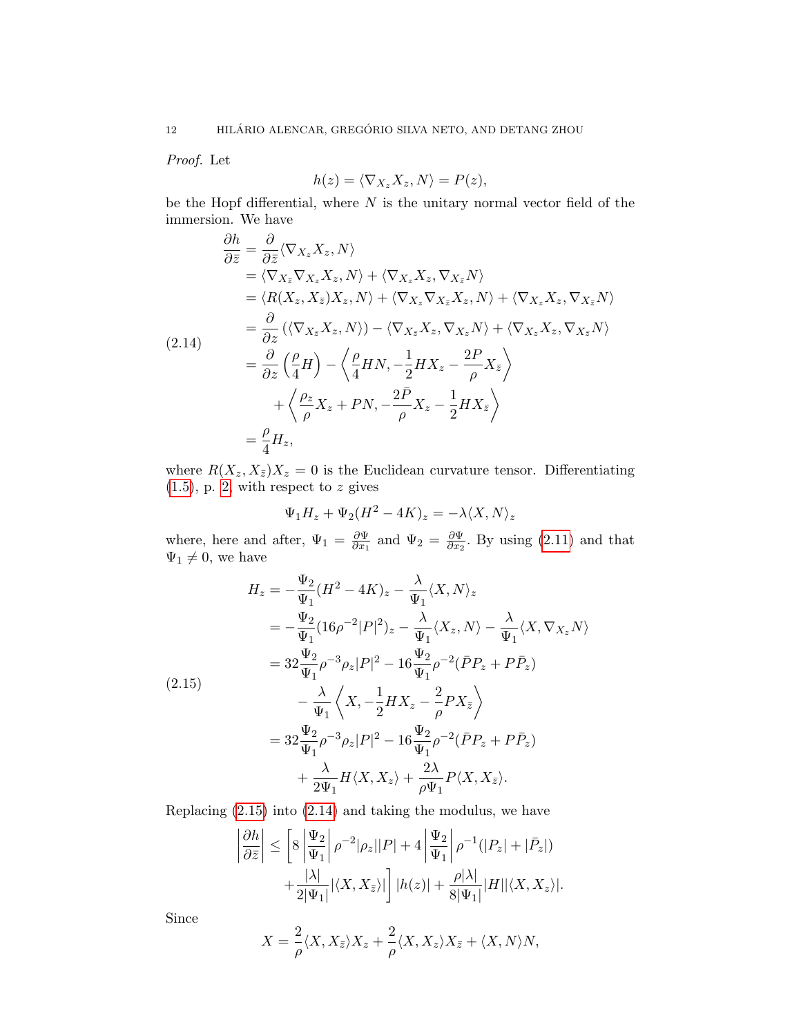*Proof.* Let

$$h(z) = \langle \nabla_{X_z} X_z, N\rangle = P(z),$$

be the Hopf differential, where $N$ is the unitary normal vector field of the immersion. We have

$$
\begin{aligned}
\frac{\partial h}{\partial \bar z} &= \frac{\partial}{\partial \bar z}\langle \nabla_{X_z} X_z, N\rangle \\
&= \langle \nabla_{X_{\bar z}} \nabla_{X_z} X_z, N\rangle + \langle \nabla_{X_z} X_z, \nabla_{X_{\bar z}} N\rangle \\
&= \langle R(X_z, X_{\bar z}) X_z, N\rangle + \langle \nabla_{X_z}\nabla_{X_{\bar z}} X_z, N\rangle + \langle \nabla_{X_z} X_z, \nabla_{X_{\bar z}} N\rangle \\
&= \frac{\partial}{\partial z}\left(\langle \nabla_{X_{\bar z}} X_z, N\rangle\right) - \langle \nabla_{X_{\bar z}} X_z, \nabla_{X_z} N\rangle + \langle \nabla_{X_z} X_z, \nabla_{X_{\bar z}} N\rangle \\
&= \frac{\partial}{\partial z}\left(\frac{\rho}{4}H\right) - \left\langle \frac{\rho}{4}HN, -\frac{1}{2}HX_z - \frac{2P}{\rho}X_{\bar z}\right\rangle \\
&\quad + \left\langle \frac{\rho_z}{\rho}X_z + PN, -\frac{2\bar P}{\rho}X_z - \frac{1}{2}HX_{\bar z}\right\rangle \\
&= \frac{\rho}{4}H_z,
\end{aligned}
\tag{2.14}
$$

where $R(X_z, X_{\bar z})X_z = 0$ is the Euclidean curvature tensor. Differentiating (1.5), p. 2, with respect to $z$ gives

$$\Psi_1 H_z + \Psi_2 (H^2 - 4K)_z = -\lambda \langle X, N\rangle_z$$

where, here and after, $\Psi_1 = \frac{\partial \Psi}{\partial x_1}$ and $\Psi_2 = \frac{\partial \Psi}{\partial x_2}$. By using (2.11) and that $\Psi_1 \neq 0$, we have

$$
\begin{aligned}
H_z &= -\frac{\Psi_2}{\Psi_1}(H^2 - 4K)_z - \frac{\lambda}{\Psi_1}\langle X, N\rangle_z \\
&= -\frac{\Psi_2}{\Psi_1}(16\rho^{-2}|P|^2)_z - \frac{\lambda}{\Psi_1}\langle X_z, N\rangle - \frac{\lambda}{\Psi_1}\langle X, \nabla_{X_z} N\rangle \\
&= 32\frac{\Psi_2}{\Psi_1}\rho^{-3}\rho_z|P|^2 - 16\frac{\Psi_2}{\Psi_1}\rho^{-2}(\bar P P_z + P\bar P_z) \\
&\quad - \frac{\lambda}{\Psi_1}\left\langle X, -\frac{1}{2}HX_z - \frac{2}{\rho}PX_{\bar z}\right\rangle \\
&= 32\frac{\Psi_2}{\Psi_1}\rho^{-3}\rho_z|P|^2 - 16\frac{\Psi_2}{\Psi_1}\rho^{-2}(\bar P P_z + P\bar P_z) \\
&\quad + \frac{\lambda}{2\Psi_1}H\langle X, X_z\rangle + \frac{2\lambda}{\rho\Psi_1}P\langle X, X_{\bar z}\rangle.
\end{aligned}
\tag{2.15}
$$

Replacing (2.15) into (2.14) and taking the modulus, we have

$$
\begin{aligned}
\left|\frac{\partial h}{\partial \bar z}\right| \le &\left[8\left|\frac{\Psi_2}{\Psi_1}\right|\rho^{-2}|\rho_z||P| + 4\left|\frac{\Psi_2}{\Psi_1}\right|\rho^{-1}(|P_z| + |\bar P_z|)\right. \\
&\left. + \frac{|\lambda|}{2|\Psi_1|}|\langle X, X_{\bar z}\rangle|\right]|h(z)| + \frac{\rho|\lambda|}{8|\Psi_1|}|H||\langle X, X_z\rangle|.
\end{aligned}
$$

Since

$$X = \frac{2}{\rho}\langle X, X_{\bar z}\rangle X_z + \frac{2}{\rho}\langle X, X_z\rangle X_{\bar z} + \langle X, N\rangle N,$$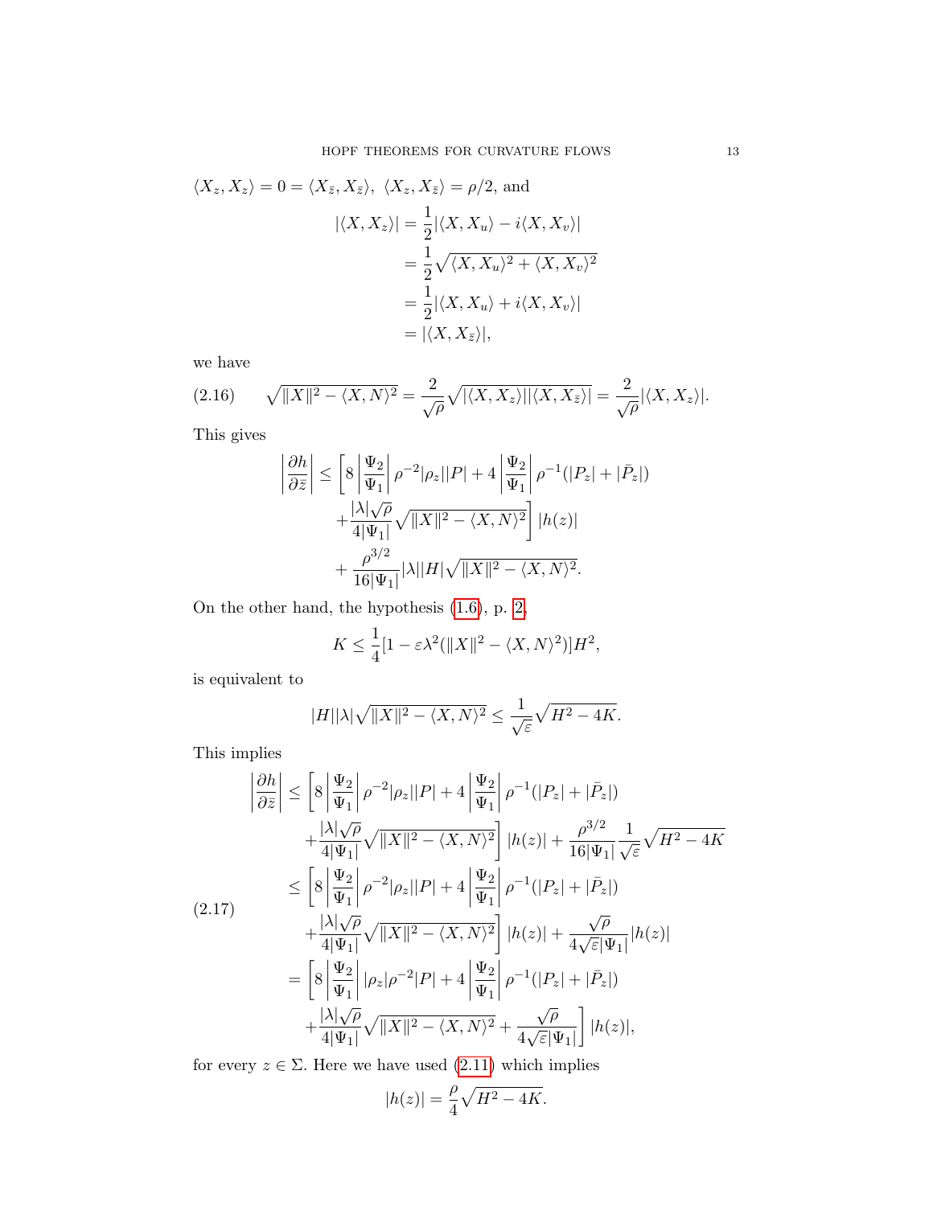$\langle X_z, X_z \rangle = 0 = \langle X_{\bar{z}}, X_{\bar{z}} \rangle$, $\langle X_z, X_{\bar{z}} \rangle = \rho/2$, and

$$
\begin{aligned}
|\langle X, X_z \rangle| &= \frac{1}{2}|\langle X, X_u \rangle - i\langle X, X_v \rangle| \\
&= \frac{1}{2}\sqrt{\langle X, X_u \rangle^2 + \langle X, X_v \rangle^2} \\
&= \frac{1}{2}|\langle X, X_u \rangle + i\langle X, X_v \rangle| \\
&= |\langle X, X_{\bar{z}} \rangle|,
\end{aligned}
$$

we have

$$
\sqrt{\|X\|^2 - \langle X, N \rangle^2} = \frac{2}{\sqrt{\rho}}\sqrt{|\langle X, X_z \rangle||\langle X, X_{\bar{z}} \rangle|} = \frac{2}{\sqrt{\rho}}|\langle X, X_z \rangle|. \tag{2.16}
$$

This gives

$$
\begin{aligned}
\left|\frac{\partial h}{\partial \bar{z}}\right| \leq & \left[8\left|\frac{\Psi_2}{\Psi_1}\right|\rho^{-2}|\rho_z||P| + 4\left|\frac{\Psi_2}{\Psi_1}\right|\rho^{-1}(|P_z| + |\bar{P}_z|)\right. \\
& \left. + \frac{|\lambda|\sqrt{\rho}}{4|\Psi_1|}\sqrt{\|X\|^2 - \langle X, N \rangle^2}\right]|h(z)| \\
& + \frac{\rho^{3/2}}{16|\Psi_1|}|\lambda||H|\sqrt{\|X\|^2 - \langle X, N \rangle^2}.
\end{aligned}
$$

On the other hand, the hypothesis (1.6), p. 2,

$$
K \leq \frac{1}{4}[1 - \varepsilon\lambda^2(\|X\|^2 - \langle X, N \rangle^2)]H^2,
$$

is equivalent to

$$
|H||\lambda|\sqrt{\|X\|^2 - \langle X, N \rangle^2} \leq \frac{1}{\sqrt{\varepsilon}}\sqrt{H^2 - 4K}.
$$

This implies

$$
\begin{aligned}
\left|\frac{\partial h}{\partial \bar{z}}\right| \leq & \left[8\left|\frac{\Psi_2}{\Psi_1}\right|\rho^{-2}|\rho_z||P| + 4\left|\frac{\Psi_2}{\Psi_1}\right|\rho^{-1}(|P_z| + |\bar{P}_z|)\right. \\
& \left. + \frac{|\lambda|\sqrt{\rho}}{4|\Psi_1|}\sqrt{\|X\|^2 - \langle X, N \rangle^2}\right]|h(z)| + \frac{\rho^{3/2}}{16|\Psi_1|}\frac{1}{\sqrt{\varepsilon}}\sqrt{H^2 - 4K} \\
\leq & \left[8\left|\frac{\Psi_2}{\Psi_1}\right|\rho^{-2}|\rho_z||P| + 4\left|\frac{\Psi_2}{\Psi_1}\right|\rho^{-1}(|P_z| + |\bar{P}_z|)\right. \\
& \left. + \frac{|\lambda|\sqrt{\rho}}{4|\Psi_1|}\sqrt{\|X\|^2 - \langle X, N \rangle^2}\right]|h(z)| + \frac{\sqrt{\rho}}{4\sqrt{\varepsilon}|\Psi_1|}|h(z)| \\
= & \left[8\left|\frac{\Psi_2}{\Psi_1}\right||\rho_z|\rho^{-2}|P| + 4\left|\frac{\Psi_2}{\Psi_1}\right|\rho^{-1}(|P_z| + |\bar{P}_z|)\right. \\
& \left. + \frac{|\lambda|\sqrt{\rho}}{4|\Psi_1|}\sqrt{\|X\|^2 - \langle X, N \rangle^2} + \frac{\sqrt{\rho}}{4\sqrt{\varepsilon}|\Psi_1|}\right]|h(z)|,
\end{aligned} \tag{2.17}
$$

for every $z \in \Sigma$. Here we have used (2.11) which implies

$$
|h(z)| = \frac{\rho}{4}\sqrt{H^2 - 4K}.
$$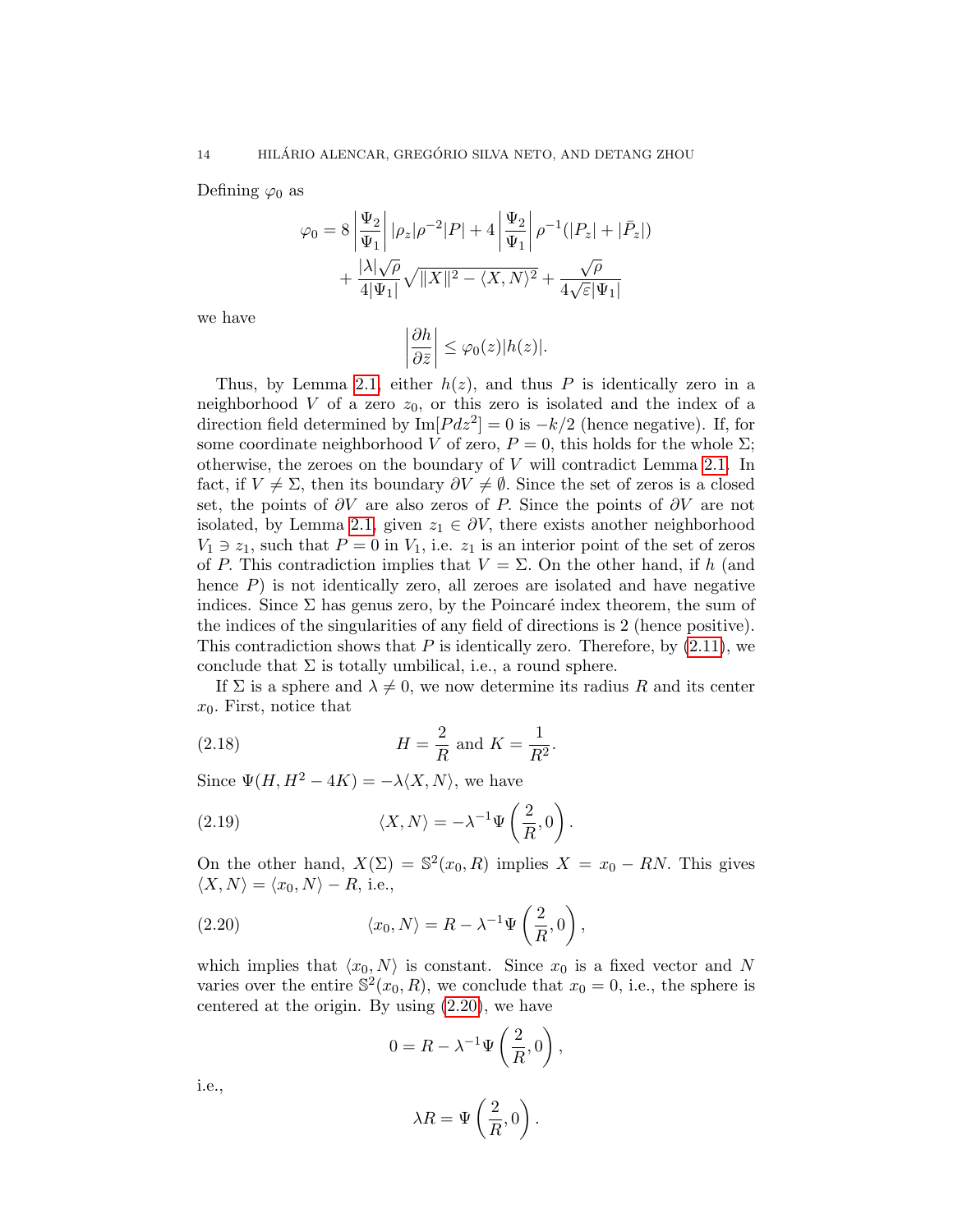Defining $\varphi_0$ as

$$\varphi_0 = 8\left|\frac{\Psi_2}{\Psi_1}\right||\rho_z|\rho^{-2}|P| + 4\left|\frac{\Psi_2}{\Psi_1}\right|\rho^{-1}(|P_z| + |\bar{P}_z|)$$
$$+ \frac{|\lambda|\sqrt{\rho}}{4|\Psi_1|}\sqrt{\|X\|^2 - \langle X, N\rangle^2} + \frac{\sqrt{\rho}}{4\sqrt{\varepsilon}|\Psi_1|}$$

we have

$$\left|\frac{\partial h}{\partial \bar{z}}\right| \leq \varphi_0(z)|h(z)|.$$

Thus, by Lemma 2.1, either $h(z)$, and thus $P$ is identically zero in a neighborhood $V$ of a zero $z_0$, or this zero is isolated and the index of a direction field determined by $\text{Im}[Pdz^2] = 0$ is $-k/2$ (hence negative). If, for some coordinate neighborhood $V$ of zero, $P = 0$, this holds for the whole $\Sigma$; otherwise, the zeroes on the boundary of $V$ will contradict Lemma 2.1. In fact, if $V \neq \Sigma$, then its boundary $\partial V \neq \emptyset$. Since the set of zeros is a closed set, the points of $\partial V$ are also zeros of $P$. Since the points of $\partial V$ are not isolated, by Lemma 2.1, given $z_1 \in \partial V$, there exists another neighborhood $V_1 \ni z_1$, such that $P = 0$ in $V_1$, i.e. $z_1$ is an interior point of the set of zeros of $P$. This contradiction implies that $V = \Sigma$. On the other hand, if $h$ (and hence $P$) is not identically zero, all zeroes are isolated and have negative indices. Since $\Sigma$ has genus zero, by the Poincaré index theorem, the sum of the indices of the singularities of any field of directions is 2 (hence positive). This contradiction shows that $P$ is identically zero. Therefore, by (2.11), we conclude that $\Sigma$ is totally umbilical, i.e., a round sphere.

If $\Sigma$ is a sphere and $\lambda \neq 0$, we now determine its radius $R$ and its center $x_0$. First, notice that

$$H = \frac{2}{R} \text{ and } K = \frac{1}{R^2}. \tag{2.18}$$

Since $\Psi(H, H^2 - 4K) = -\lambda\langle X, N\rangle$, we have

$$\langle X, N\rangle = -\lambda^{-1}\Psi\left(\frac{2}{R}, 0\right). \tag{2.19}$$

On the other hand, $X(\Sigma) = \mathbb{S}^2(x_0, R)$ implies $X = x_0 - RN$. This gives $\langle X, N\rangle = \langle x_0, N\rangle - R$, i.e.,

$$\langle x_0, N\rangle = R - \lambda^{-1}\Psi\left(\frac{2}{R}, 0\right), \tag{2.20}$$

which implies that $\langle x_0, N\rangle$ is constant. Since $x_0$ is a fixed vector and $N$ varies over the entire $\mathbb{S}^2(x_0, R)$, we conclude that $x_0 = 0$, i.e., the sphere is centered at the origin. By using (2.20), we have

$$0 = R - \lambda^{-1}\Psi\left(\frac{2}{R}, 0\right),$$

i.e.,

$$\lambda R = \Psi\left(\frac{2}{R}, 0\right).$$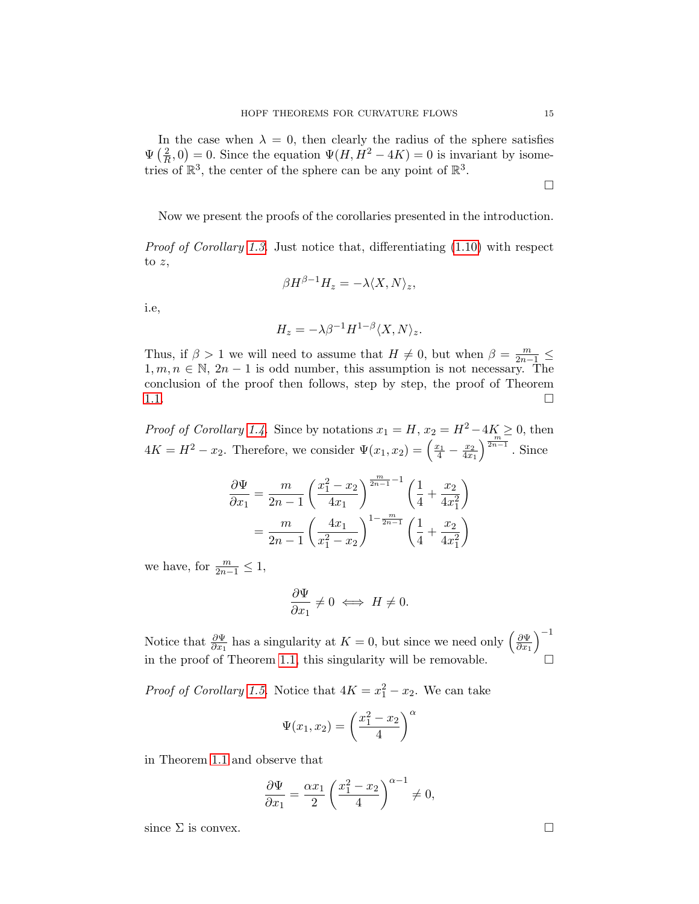In the case when $\lambda = 0$, then clearly the radius of the sphere satisfies $\Psi\left(\frac{2}{R}, 0\right) = 0$. Since the equation $\Psi(H, H^2 - 4K) = 0$ is invariant by isometries of $\mathbb{R}^3$, the center of the sphere can be any point of $\mathbb{R}^3$.

$\square$

Now we present the proofs of the corollaries presented in the introduction.

*Proof of Corollary 1.3.* Just notice that, differentiating (1.10) with respect to $z$,

$$\beta H^{\beta-1} H_z = -\lambda \langle X, N\rangle_z,$$

i.e,

$$H_z = -\lambda \beta^{-1} H^{1-\beta} \langle X, N\rangle_z.$$

Thus, if $\beta > 1$ we will need to assume that $H \neq 0$, but when $\beta = \frac{m}{2n-1} \leq 1, m, n \in \mathbb{N}$, $2n-1$ is odd number, this assumption is not necessary. The conclusion of the proof then follows, step by step, the proof of Theorem 1.1. $\square$

*Proof of Corollary 1.4.* Since by notations $x_1 = H$, $x_2 = H^2 - 4K \geq 0$, then $4K = H^2 - x_2$. Therefore, we consider $\Psi(x_1, x_2) = \left(\frac{x_1}{4} - \frac{x_2}{4x_1}\right)^{\frac{m}{2n-1}}$. Since

$$\begin{aligned}
\frac{\partial \Psi}{\partial x_1} &= \frac{m}{2n-1}\left(\frac{x_1^2 - x_2}{4x_1}\right)^{\frac{m}{2n-1}-1}\left(\frac{1}{4} + \frac{x_2}{4x_1^2}\right) \\
&= \frac{m}{2n-1}\left(\frac{4x_1}{x_1^2 - x_2}\right)^{1-\frac{m}{2n-1}}\left(\frac{1}{4} + \frac{x_2}{4x_1^2}\right)
\end{aligned}$$

we have, for $\frac{m}{2n-1} \leq 1$,

$$\frac{\partial \Psi}{\partial x_1} \neq 0 \iff H \neq 0.$$

Notice that $\frac{\partial \Psi}{\partial x_1}$ has a singularity at $K = 0$, but since we need only $\left(\frac{\partial \Psi}{\partial x_1}\right)^{-1}$ in the proof of Theorem 1.1, this singularity will be removable. $\square$

*Proof of Corollary 1.5.* Notice that $4K = x_1^2 - x_2$. We can take

$$\Psi(x_1, x_2) = \left(\frac{x_1^2 - x_2}{4}\right)^{\alpha}$$

in Theorem 1.1 and observe that

$$\frac{\partial \Psi}{\partial x_1} = \frac{\alpha x_1}{2}\left(\frac{x_1^2 - x_2}{4}\right)^{\alpha - 1} \neq 0,$$

since $\Sigma$ is convex. $\square$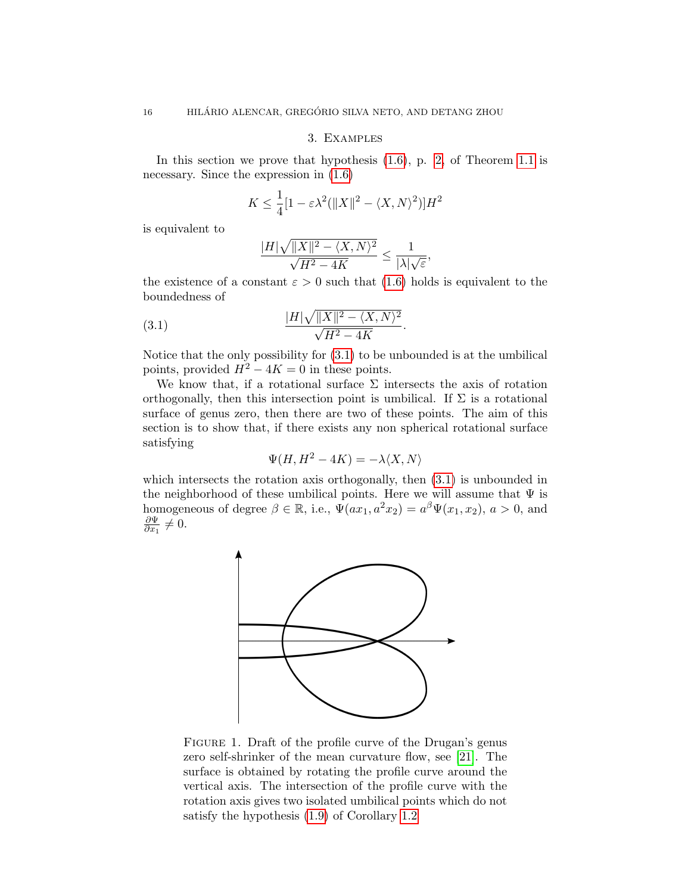## 3. Examples

In this section we prove that hypothesis (1.6), p. 2, of Theorem 1.1 is necessary. Since the expression in (1.6)

$$K \leq \frac{1}{4}[1 - \varepsilon\lambda^2(\|X\|^2 - \langle X, N\rangle^2)]H^2$$

is equivalent to

$$\frac{|H|\sqrt{\|X\|^2 - \langle X, N\rangle^2}}{\sqrt{H^2 - 4K}} \leq \frac{1}{|\lambda|\sqrt{\varepsilon}},$$

the existence of a constant $\varepsilon > 0$ such that (1.6) holds is equivalent to the boundedness of

$$\frac{|H|\sqrt{\|X\|^2 - \langle X, N\rangle^2}}{\sqrt{H^2 - 4K}}. \tag{3.1}$$

Notice that the only possibility for (3.1) to be unbounded is at the umbilical points, provided $H^2 - 4K = 0$ in these points.

We know that, if a rotational surface $\Sigma$ intersects the axis of rotation orthogonally, then this intersection point is umbilical. If $\Sigma$ is a rotational surface of genus zero, then there are two of these points. The aim of this section is to show that, if there exists any non spherical rotational surface satisfying

$$\Psi(H, H^2 - 4K) = -\lambda\langle X, N\rangle$$

which intersects the rotation axis orthogonally, then (3.1) is unbounded in the neighborhood of these umbilical points. Here we will assume that $\Psi$ is homogeneous of degree $\beta \in \mathbb{R}$, i.e., $\Psi(ax_1, a^2x_2) = a^\beta\Psi(x_1, x_2)$, $a > 0$, and $\frac{\partial\Psi}{\partial x_1} \neq 0$.

Figure 1. Draft of the profile curve of the Drugan's genus zero self-shrinker of the mean curvature flow, see [21]. The surface is obtained by rotating the profile curve around the vertical axis. The intersection of the profile curve with the rotation axis gives two isolated umbilical points which do not satisfy the hypothesis (1.9) of Corollary 1.2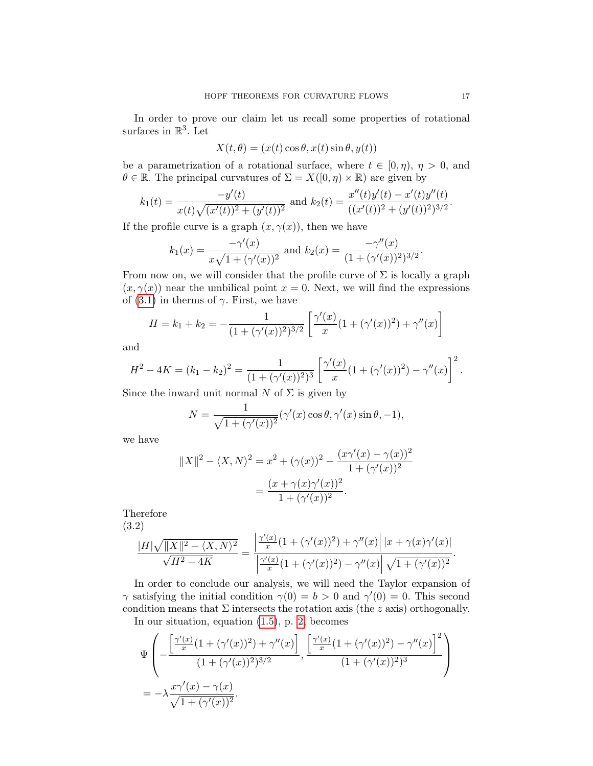In order to prove our claim let us recall some properties of rotational surfaces in $\mathbb{R}^3$. Let

$$X(t,\theta) = (x(t)\cos\theta, x(t)\sin\theta, y(t))$$

be a parametrization of a rotational surface, where $t \in [0,\eta)$, $\eta > 0$, and $\theta \in \mathbb{R}$. The principal curvatures of $\Sigma = X([0,\eta)\times\mathbb{R})$ are given by

$$k_1(t) = \frac{-y'(t)}{x(t)\sqrt{(x'(t))^2 + (y'(t))^2}} \text{ and } k_2(t) = \frac{x''(t)y'(t) - x'(t)y''(t)}{((x'(t))^2 + (y'(t))^2)^{3/2}}.$$

If the profile curve is a graph $(x, \gamma(x))$, then we have

$$k_1(x) = \frac{-\gamma'(x)}{x\sqrt{1 + (\gamma'(x))^2}} \text{ and } k_2(x) = \frac{-\gamma''(x)}{(1 + (\gamma'(x))^2)^{3/2}}.$$

From now on, we will consider that the profile curve of $\Sigma$ is locally a graph $(x, \gamma(x))$ near the umbilical point $x = 0$. Next, we will find the expressions of (3.1) in therms of $\gamma$. First, we have

$$H = k_1 + k_2 = -\frac{1}{(1 + (\gamma'(x))^2)^{3/2}}\left[\frac{\gamma'(x)}{x}(1 + (\gamma'(x))^2) + \gamma''(x)\right]$$

and

$$H^2 - 4K = (k_1 - k_2)^2 = \frac{1}{(1 + (\gamma'(x))^2)^3}\left[\frac{\gamma'(x)}{x}(1 + (\gamma'(x))^2) - \gamma''(x)\right]^2.$$

Since the inward unit normal $N$ of $\Sigma$ is given by

$$N = \frac{1}{\sqrt{1 + (\gamma'(x))^2}}(\gamma'(x)\cos\theta, \gamma'(x)\sin\theta, -1),$$

we have

$$\begin{aligned}
\|X\|^2 - \langle X, N\rangle^2 &= x^2 + (\gamma(x))^2 - \frac{(x\gamma'(x) - \gamma(x))^2}{1 + (\gamma'(x))^2} \\
&= \frac{(x + \gamma(x)\gamma'(x))^2}{1 + (\gamma'(x))^2}.
\end{aligned}$$

Therefore
(3.2)

$$\frac{|H|\sqrt{\|X\|^2 - \langle X, N\rangle^2}}{\sqrt{H^2 - 4K}} = \frac{\left|\frac{\gamma'(x)}{x}(1 + (\gamma'(x))^2) + \gamma''(x)\right| |x + \gamma(x)\gamma'(x)|}{\left|\frac{\gamma'(x)}{x}(1 + (\gamma'(x))^2) - \gamma''(x)\right| \sqrt{1 + (\gamma'(x))^2}}.$$

In order to conclude our analysis, we will need the Taylor expansion of $\gamma$ satisfying the initial condition $\gamma(0) = b > 0$ and $\gamma'(0) = 0$. This second condition means that $\Sigma$ intersects the rotation axis (the $z$ axis) orthogonally.

In our situation, equation (1.5), p. 2, becomes

$$\begin{aligned}
&\Psi\left(-\frac{\left[\frac{\gamma'(x)}{x}(1 + (\gamma'(x))^2) + \gamma''(x)\right]}{(1 + (\gamma'(x))^2)^{3/2}}, \frac{\left[\frac{\gamma'(x)}{x}(1 + (\gamma'(x))^2) - \gamma''(x)\right]^2}{(1 + (\gamma'(x))^2)^3}\right) \\
&= -\lambda\frac{x\gamma'(x) - \gamma(x)}{\sqrt{1 + (\gamma'(x))^2}}.
\end{aligned}$$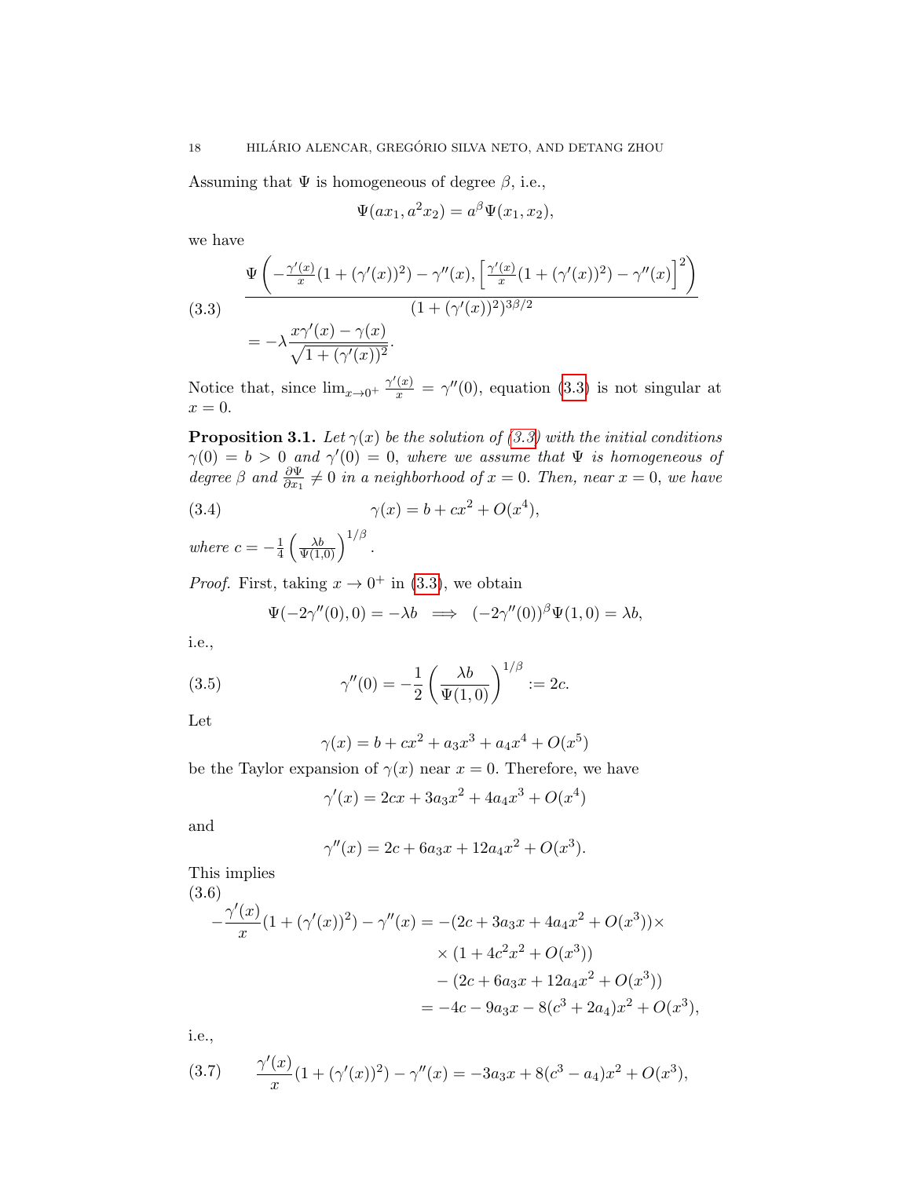Assuming that $\Psi$ is homogeneous of degree $\beta$, i.e.,

$$\Psi(ax_1, a^2x_2) = a^\beta \Psi(x_1, x_2),$$

we have

$$\frac{\Psi\left(-\frac{\gamma'(x)}{x}(1+(\gamma'(x))^2) - \gamma''(x), \left[\frac{\gamma'(x)}{x}(1+(\gamma'(x))^2) - \gamma''(x)\right]^2\right)}{(1+(\gamma'(x))^2)^{3\beta/2}} \tag{3.3}$$
$$= -\lambda \frac{x\gamma'(x) - \gamma(x)}{\sqrt{1+(\gamma'(x))^2}}.$$

Notice that, since $\lim_{x\to 0^+} \frac{\gamma'(x)}{x} = \gamma''(0)$, equation (3.3) is not singular at $x = 0$.

**Proposition 3.1.** *Let $\gamma(x)$ be the solution of (3.3) with the initial conditions $\gamma(0) = b > 0$ and $\gamma'(0) = 0$, where we assume that $\Psi$ is homogeneous of degree $\beta$ and $\frac{\partial \Psi}{\partial x_1} \neq 0$ in a neighborhood of $x = 0$. Then, near $x = 0$, we have*

$$\gamma(x) = b + cx^2 + O(x^4), \tag{3.4}$$

*where $c = -\frac{1}{4}\left(\frac{\lambda b}{\Psi(1,0)}\right)^{1/\beta}$.*

*Proof.* First, taking $x \to 0^+$ in (3.3), we obtain

$$\Psi(-2\gamma''(0), 0) = -\lambda b \implies (-2\gamma''(0))^\beta \Psi(1,0) = \lambda b,$$

i.e.,

$$\gamma''(0) = -\frac{1}{2}\left(\frac{\lambda b}{\Psi(1,0)}\right)^{1/\beta} := 2c. \tag{3.5}$$

Let

$$\gamma(x) = b + cx^2 + a_3x^3 + a_4x^4 + O(x^5)$$

be the Taylor expansion of $\gamma(x)$ near $x = 0$. Therefore, we have

$$\gamma'(x) = 2cx + 3a_3x^2 + 4a_4x^3 + O(x^4)$$

and

$$\gamma''(x) = 2c + 6a_3x + 12a_4x^2 + O(x^3).$$

This implies

$$\begin{aligned}
-\frac{\gamma'(x)}{x}(1+(\gamma'(x))^2) - \gamma''(x) &= -(2c + 3a_3x + 4a_4x^2 + O(x^3)) \times \\
&\quad \times (1 + 4c^2x^2 + O(x^3)) \\
&\quad - (2c + 6a_3x + 12a_4x^2 + O(x^3)) \\
&= -4c - 9a_3x - 8(c^3 + 2a_4)x^2 + O(x^3),
\end{aligned} \tag{3.6}$$

i.e.,

$$\frac{\gamma'(x)}{x}(1+(\gamma'(x))^2) - \gamma''(x) = -3a_3x + 8(c^3 - a_4)x^2 + O(x^3), \tag{3.7}$$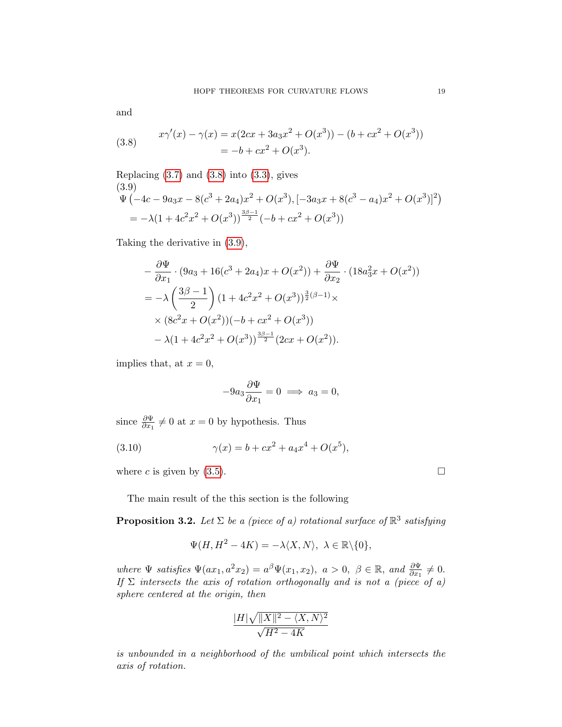and

$$
\begin{aligned}
x\gamma'(x) - \gamma(x) &= x(2cx + 3a_3x^2 + O(x^3)) - (b + cx^2 + O(x^3)) \\
&= -b + cx^2 + O(x^3).
\end{aligned} \tag{3.8}
$$

Replacing (3.7) and (3.8) into (3.3), gives

$$
\begin{aligned}
&\Psi\left(-4c - 9a_3x - 8(c^3 + 2a_4)x^2 + O(x^3), [-3a_3x + 8(c^3 - a_4)x^2 + O(x^3)]^2\right) \\
&\quad = -\lambda(1 + 4c^2x^2 + O(x^3))^{\frac{3\beta-1}{2}}(-b + cx^2 + O(x^3))
\end{aligned} \tag{3.9}
$$

Taking the derivative in (3.9),

$$
\begin{aligned}
&-\frac{\partial \Psi}{\partial x_1} \cdot (9a_3 + 16(c^3 + 2a_4)x + O(x^2)) + \frac{\partial \Psi}{\partial x_2} \cdot (18a_3^2x + O(x^2)) \\
&= -\lambda\left(\frac{3\beta - 1}{2}\right)(1 + 4c^2x^2 + O(x^3))^{\frac{3}{2}(\beta-1)} \times \\
&\quad \times (8c^2x + O(x^2))(-b + cx^2 + O(x^3)) \\
&\quad - \lambda(1 + 4c^2x^2 + O(x^3))^{\frac{3\beta-1}{2}}(2cx + O(x^2)).
\end{aligned}
$$

implies that, at $x = 0$,

$$
-9a_3\frac{\partial \Psi}{\partial x_1} = 0 \implies a_3 = 0,
$$

since $\frac{\partial \Psi}{\partial x_1} \neq 0$ at $x = 0$ by hypothesis. Thus

$$
\gamma(x) = b + cx^2 + a_4x^4 + O(x^5), \tag{3.10}
$$

where $c$ is given by (3.5). □

The main result of the this section is the following

**Proposition 3.2.** *Let $\Sigma$ be a (piece of a) rotational surface of $\mathbb{R}^3$ satisfying*

$$
\Psi(H, H^2 - 4K) = -\lambda\langle X, N\rangle, \ \lambda \in \mathbb{R}\backslash\{0\},
$$

*where $\Psi$ satisfies $\Psi(ax_1, a^2x_2) = a^\beta\Psi(x_1, x_2)$, $a > 0$, $\beta \in \mathbb{R}$, and $\frac{\partial \Psi}{\partial x_1} \neq 0$. If $\Sigma$ intersects the axis of rotation orthogonally and is not a (piece of a) sphere centered at the origin, then*

$$
\frac{|H|\sqrt{\|X\|^2 - \langle X, N\rangle^2}}{\sqrt{H^2 - 4K}}
$$

*is unbounded in a neighborhood of the umbilical point which intersects the axis of rotation.*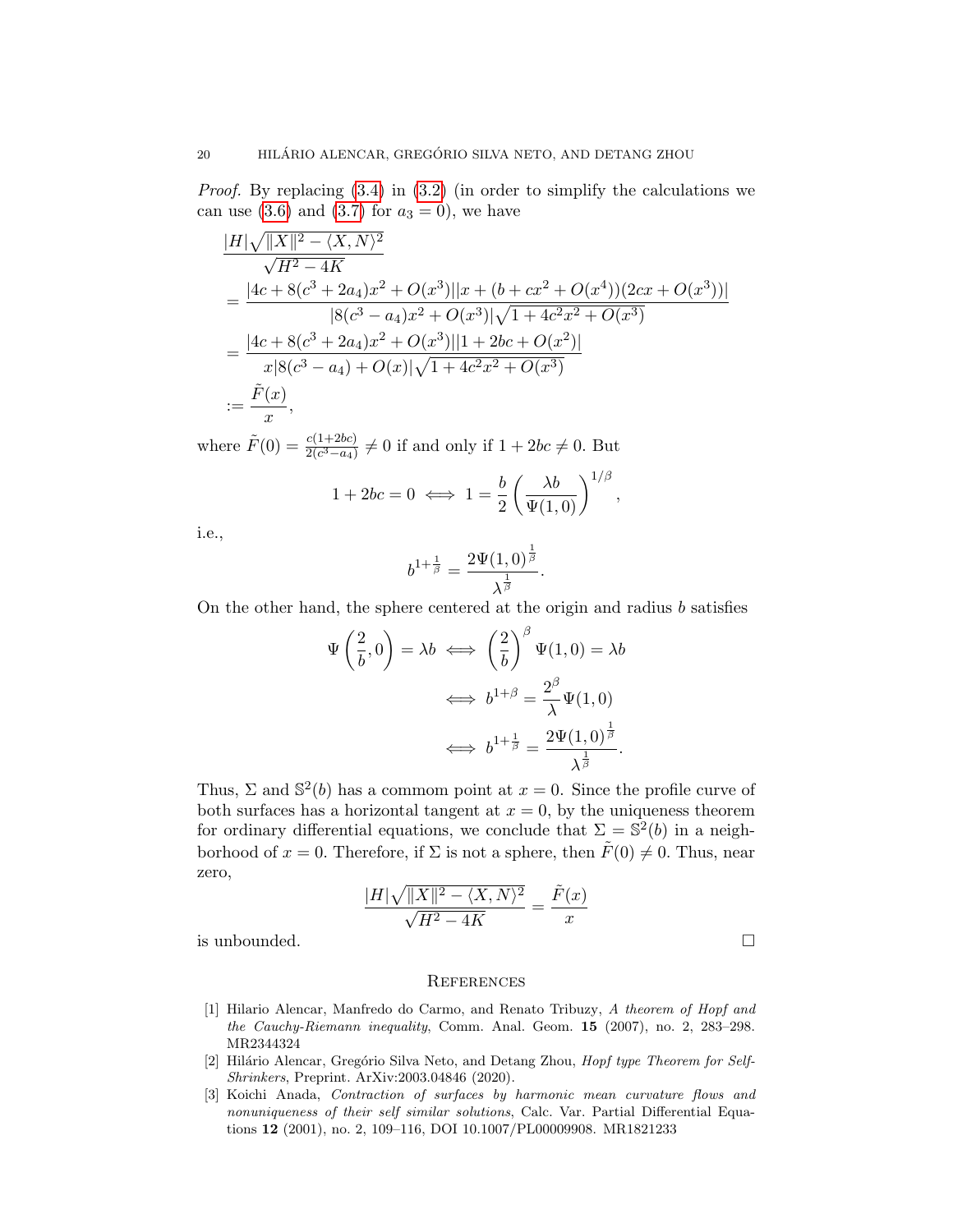*Proof.* By replacing (3.4) in (3.2) (in order to simplify the calculations we can use (3.6) and (3.7) for $a_3 = 0$), we have

$$
\begin{aligned}
&\frac{|H|\sqrt{\|X\|^2 - \langle X, N\rangle^2}}{\sqrt{H^2 - 4K}} \\
&= \frac{|4c + 8(c^3 + 2a_4)x^2 + O(x^3)||x + (b + cx^2 + O(x^4))(2cx + O(x^3))|}{|8(c^3 - a_4)x^2 + O(x^3)|\sqrt{1 + 4c^2x^2 + O(x^3)}} \\
&= \frac{|4c + 8(c^3 + 2a_4)x^2 + O(x^3)||1 + 2bc + O(x^2)|}{x|8(c^3 - a_4) + O(x)|\sqrt{1 + 4c^2x^2 + O(x^3)}} \\
&:= \frac{\tilde{F}(x)}{x},
\end{aligned}
$$

where $\tilde{F}(0) = \frac{c(1+2bc)}{2(c^3 - a_4)} \neq 0$ if and only if $1 + 2bc \neq 0$. But

$$
1 + 2bc = 0 \iff 1 = \frac{b}{2}\left(\frac{\lambda b}{\Psi(1,0)}\right)^{1/\beta},
$$

i.e.,

$$
b^{1+\frac{1}{\beta}} = \frac{2\Psi(1,0)^{\frac{1}{\beta}}}{\lambda^{\frac{1}{\beta}}}.
$$

On the other hand, the sphere centered at the origin and radius $b$ satisfies

$$
\begin{aligned}
\Psi\left(\frac{2}{b}, 0\right) = \lambda b &\iff \left(\frac{2}{b}\right)^{\beta}\Psi(1,0) = \lambda b \\
&\iff b^{1+\beta} = \frac{2^{\beta}}{\lambda}\Psi(1,0) \\
&\iff b^{1+\frac{1}{\beta}} = \frac{2\Psi(1,0)^{\frac{1}{\beta}}}{\lambda^{\frac{1}{\beta}}}.
\end{aligned}
$$

Thus, $\Sigma$ and $\mathbb{S}^2(b)$ has a commom point at $x = 0$. Since the profile curve of both surfaces has a horizontal tangent at $x = 0$, by the uniqueness theorem for ordinary differential equations, we conclude that $\Sigma = \mathbb{S}^2(b)$ in a neighborhood of $x = 0$. Therefore, if $\Sigma$ is not a sphere, then $\tilde{F}(0) \neq 0$. Thus, near zero,

$$
\frac{|H|\sqrt{\|X\|^2 - \langle X, N\rangle^2}}{\sqrt{H^2 - 4K}} = \frac{\tilde{F}(x)}{x}
$$

is unbounded. □

## References

[1] Hilario Alencar, Manfredo do Carmo, and Renato Tribuzy, *A theorem of Hopf and the Cauchy-Riemann inequality*, Comm. Anal. Geom. **15** (2007), no. 2, 283–298. MR2344324

[2] Hilário Alencar, Gregório Silva Neto, and Detang Zhou, *Hopf type Theorem for Self-Shrinkers*, Preprint. ArXiv:2003.04846 (2020).

[3] Koichi Anada, *Contraction of surfaces by harmonic mean curvature flows and nonuniqueness of their self similar solutions*, Calc. Var. Partial Differential Equations **12** (2001), no. 2, 109–116, DOI 10.1007/PL00009908. MR1821233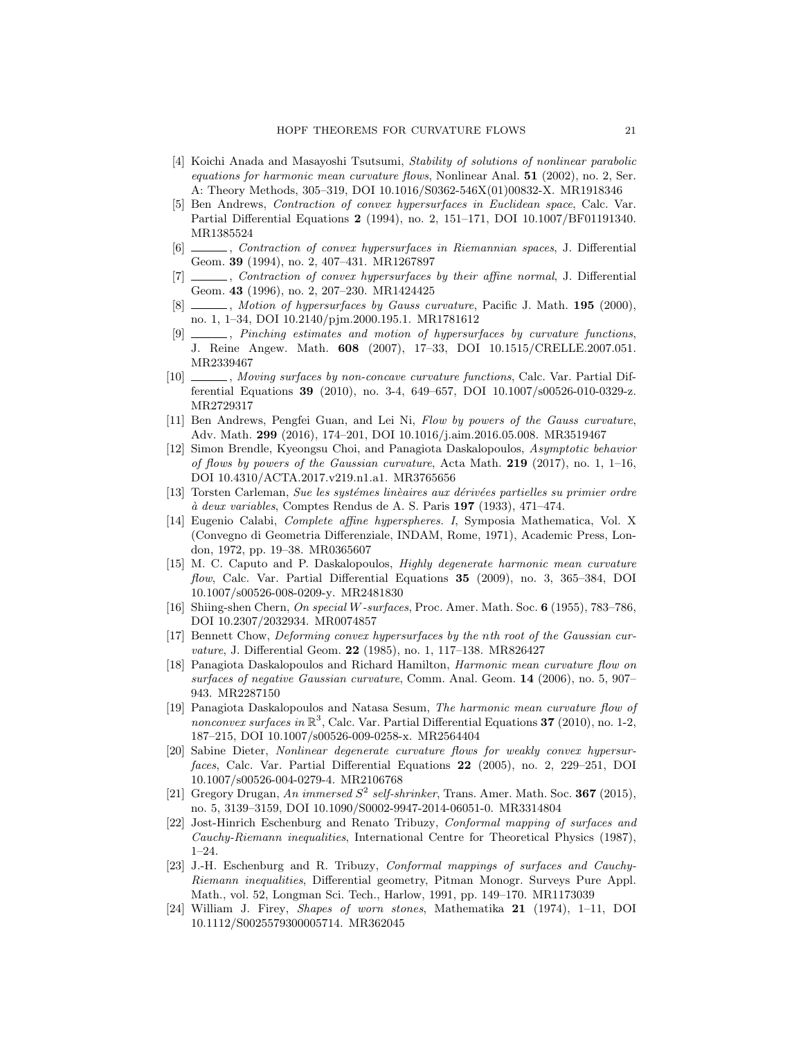[4] Koichi Anada and Masayoshi Tsutsumi, *Stability of solutions of nonlinear parabolic equations for harmonic mean curvature flows*, Nonlinear Anal. **51** (2002), no. 2, Ser. A: Theory Methods, 305–319, DOI 10.1016/S0362-546X(01)00832-X. MR1918346

[5] Ben Andrews, *Contraction of convex hypersurfaces in Euclidean space*, Calc. Var. Partial Differential Equations **2** (1994), no. 2, 151–171, DOI 10.1007/BF01191340. MR1385524

[6] ______, *Contraction of convex hypersurfaces in Riemannian spaces*, J. Differential Geom. **39** (1994), no. 2, 407–431. MR1267897

[7] ______, *Contraction of convex hypersurfaces by their affine normal*, J. Differential Geom. **43** (1996), no. 2, 207–230. MR1424425

[8] ______, *Motion of hypersurfaces by Gauss curvature*, Pacific J. Math. **195** (2000), no. 1, 1–34, DOI 10.2140/pjm.2000.195.1. MR1781612

[9] ______, *Pinching estimates and motion of hypersurfaces by curvature functions*, J. Reine Angew. Math. **608** (2007), 17–33, DOI 10.1515/CRELLE.2007.051. MR2339467

[10] ______, *Moving surfaces by non-concave curvature functions*, Calc. Var. Partial Differential Equations **39** (2010), no. 3-4, 649–657, DOI 10.1007/s00526-010-0329-z. MR2729317

[11] Ben Andrews, Pengfei Guan, and Lei Ni, *Flow by powers of the Gauss curvature*, Adv. Math. **299** (2016), 174–201, DOI 10.1016/j.aim.2016.05.008. MR3519467

[12] Simon Brendle, Kyeongsu Choi, and Panagiota Daskalopoulos, *Asymptotic behavior of flows by powers of the Gaussian curvature*, Acta Math. **219** (2017), no. 1, 1–16, DOI 10.4310/ACTA.2017.v219.n1.a1. MR3765656

[13] Torsten Carleman, *Sue les systémes linèaires aux dérivées partielles su primier ordre à deux variables*, Comptes Rendus de A. S. Paris **197** (1933), 471–474.

[14] Eugenio Calabi, *Complete affine hyperspheres. I*, Symposia Mathematica, Vol. X (Convegno di Geometria Differenziale, INDAM, Rome, 1971), Academic Press, London, 1972, pp. 19–38. MR0365607

[15] M. C. Caputo and P. Daskalopoulos, *Highly degenerate harmonic mean curvature flow*, Calc. Var. Partial Differential Equations **35** (2009), no. 3, 365–384, DOI 10.1007/s00526-008-0209-y. MR2481830

[16] Shiing-shen Chern, *On special $W$-surfaces*, Proc. Amer. Math. Soc. **6** (1955), 783–786, DOI 10.2307/2032934. MR0074857

[17] Bennett Chow, *Deforming convex hypersurfaces by the $n$th root of the Gaussian curvature*, J. Differential Geom. **22** (1985), no. 1, 117–138. MR826427

[18] Panagiota Daskalopoulos and Richard Hamilton, *Harmonic mean curvature flow on surfaces of negative Gaussian curvature*, Comm. Anal. Geom. **14** (2006), no. 5, 907–943. MR2287150

[19] Panagiota Daskalopoulos and Natasa Sesum, *The harmonic mean curvature flow of nonconvex surfaces in $\mathbb{R}^3$*, Calc. Var. Partial Differential Equations **37** (2010), no. 1-2, 187–215, DOI 10.1007/s00526-009-0258-x. MR2564404

[20] Sabine Dieter, *Nonlinear degenerate curvature flows for weakly convex hypersurfaces*, Calc. Var. Partial Differential Equations **22** (2005), no. 2, 229–251, DOI 10.1007/s00526-004-0279-4. MR2106768

[21] Gregory Drugan, *An immersed $S^2$ self-shrinker*, Trans. Amer. Math. Soc. **367** (2015), no. 5, 3139–3159, DOI 10.1090/S0002-9947-2014-06051-0. MR3314804

[22] Jost-Hinrich Eschenburg and Renato Tribuzy, *Conformal mapping of surfaces and Cauchy-Riemann inequalities*, International Centre for Theoretical Physics (1987), 1–24.

[23] J.-H. Eschenburg and R. Tribuzy, *Conformal mappings of surfaces and Cauchy-Riemann inequalities*, Differential geometry, Pitman Monogr. Surveys Pure Appl. Math., vol. 52, Longman Sci. Tech., Harlow, 1991, pp. 149–170. MR1173039

[24] William J. Firey, *Shapes of worn stones*, Mathematika **21** (1974), 1–11, DOI 10.1112/S0025579300005714. MR362045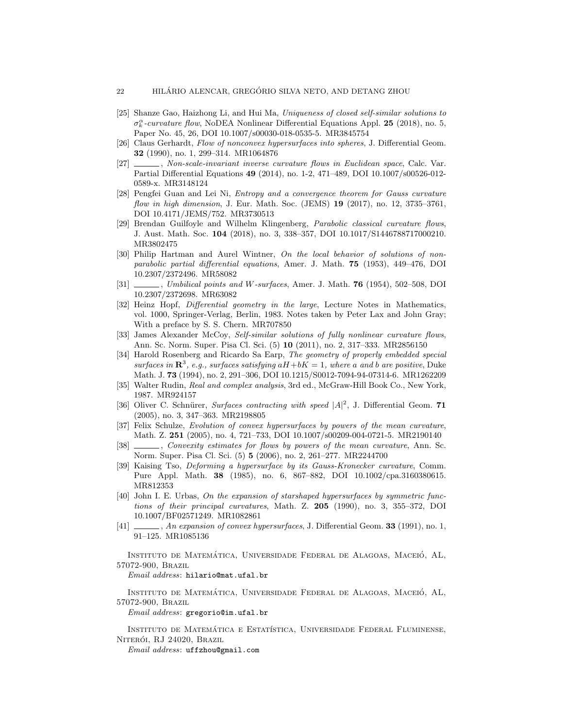[25] Shanze Gao, Haizhong Li, and Hui Ma, *Uniqueness of closed self-similar solutions to $\sigma_k^\alpha$-curvature flow*, NoDEA Nonlinear Differential Equations Appl. **25** (2018), no. 5, Paper No. 45, 26, DOI 10.1007/s00030-018-0535-5. MR3845754

[26] Claus Gerhardt, *Flow of nonconvex hypersurfaces into spheres*, J. Differential Geom. **32** (1990), no. 1, 299–314. MR1064876

[27] ______, *Non-scale-invariant inverse curvature flows in Euclidean space*, Calc. Var. Partial Differential Equations **49** (2014), no. 1-2, 471–489, DOI 10.1007/s00526-012-0589-x. MR3148124

[28] Pengfei Guan and Lei Ni, *Entropy and a convergence theorem for Gauss curvature flow in high dimension*, J. Eur. Math. Soc. (JEMS) **19** (2017), no. 12, 3735–3761, DOI 10.4171/JEMS/752. MR3730513

[29] Brendan Guilfoyle and Wilhelm Klingenberg, *Parabolic classical curvature flows*, J. Aust. Math. Soc. **104** (2018), no. 3, 338–357, DOI 10.1017/S1446788717000210. MR3802475

[30] Philip Hartman and Aurel Wintner, *On the local behavior of solutions of non-parabolic partial differential equations*, Amer. J. Math. **75** (1953), 449–476, DOI 10.2307/2372496. MR58082

[31] ______, *Umbilical points and $W$-surfaces*, Amer. J. Math. **76** (1954), 502–508, DOI 10.2307/2372698. MR63082

[32] Heinz Hopf, *Differential geometry in the large*, Lecture Notes in Mathematics, vol. 1000, Springer-Verlag, Berlin, 1983. Notes taken by Peter Lax and John Gray; With a preface by S. S. Chern. MR707850

[33] James Alexander McCoy, *Self-similar solutions of fully nonlinear curvature flows*, Ann. Sc. Norm. Super. Pisa Cl. Sci. (5) **10** (2011), no. 2, 317–333. MR2856150

[34] Harold Rosenberg and Ricardo Sa Earp, *The geometry of properly embedded special surfaces in $\mathbf{R}^3$, e.g., surfaces satisfying $aH+bK=1$, where $a$ and $b$ are positive*, Duke Math. J. **73** (1994), no. 2, 291–306, DOI 10.1215/S0012-7094-94-07314-6. MR1262209

[35] Walter Rudin, *Real and complex analysis*, 3rd ed., McGraw-Hill Book Co., New York, 1987. MR924157

[36] Oliver C. Schnürer, *Surfaces contracting with speed $|A|^2$*, J. Differential Geom. **71** (2005), no. 3, 347–363. MR2198805

[37] Felix Schulze, *Evolution of convex hypersurfaces by powers of the mean curvature*, Math. Z. **251** (2005), no. 4, 721–733, DOI 10.1007/s00209-004-0721-5. MR2190140

[38] ______, *Convexity estimates for flows by powers of the mean curvature*, Ann. Sc. Norm. Super. Pisa Cl. Sci. (5) **5** (2006), no. 2, 261–277. MR2244700

[39] Kaising Tso, *Deforming a hypersurface by its Gauss-Kronecker curvature*, Comm. Pure Appl. Math. **38** (1985), no. 6, 867–882, DOI 10.1002/cpa.3160380615. MR812353

[40] John I. E. Urbas, *On the expansion of starshaped hypersurfaces by symmetric functions of their principal curvatures*, Math. Z. **205** (1990), no. 3, 355–372, DOI 10.1007/BF02571249. MR1082861

[41] ______, *An expansion of convex hypersurfaces*, J. Differential Geom. **33** (1991), no. 1, 91–125. MR1085136

Instituto de Matemática, Universidade Federal de Alagoas, Maceió, AL, 57072-900, Brazil

*Email address*: hilario@mat.ufal.br

Instituto de Matemática, Universidade Federal de Alagoas, Maceió, AL, 57072-900, Brazil

*Email address*: gregorio@im.ufal.br

Instituto de Matemática e Estatística, Universidade Federal Fluminense, Niterói, RJ 24020, Brazil

*Email address*: uffzhou@gmail.com